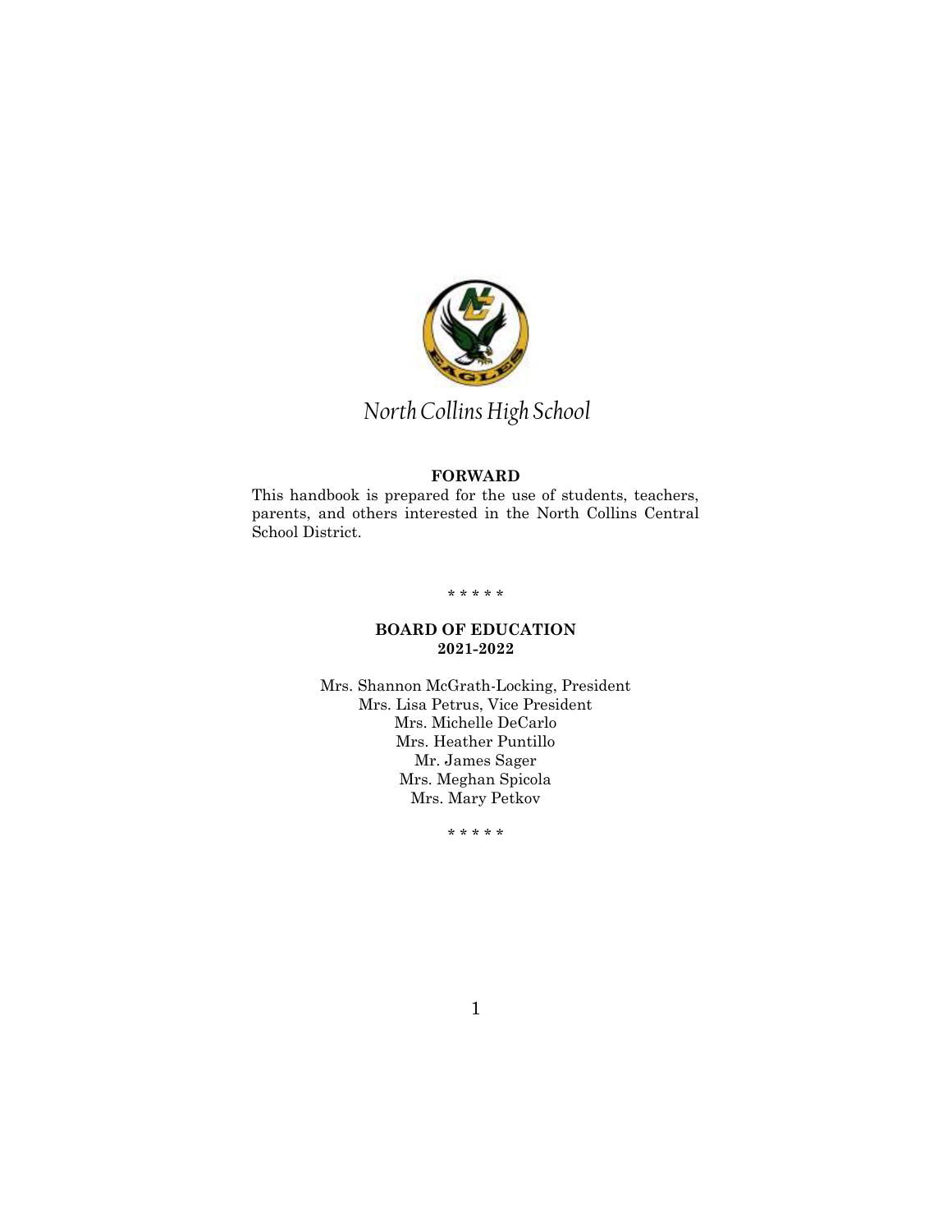*North Collins High School*

**FORWARD**

This handbook is prepared for the use of students, teachers, parents, and others interested in the North Collins Central School District.

\* \* \* \* \*

**BOARD OF EDUCATION**
**2021-2022**

Mrs. Shannon McGrath-Locking, President
Mrs. Lisa Petrus, Vice President
Mrs. Michelle DeCarlo
Mrs. Heather Puntillo
Mr. James Sager
Mrs. Meghan Spicola
Mrs. Mary Petkov

\* \* \* \* \*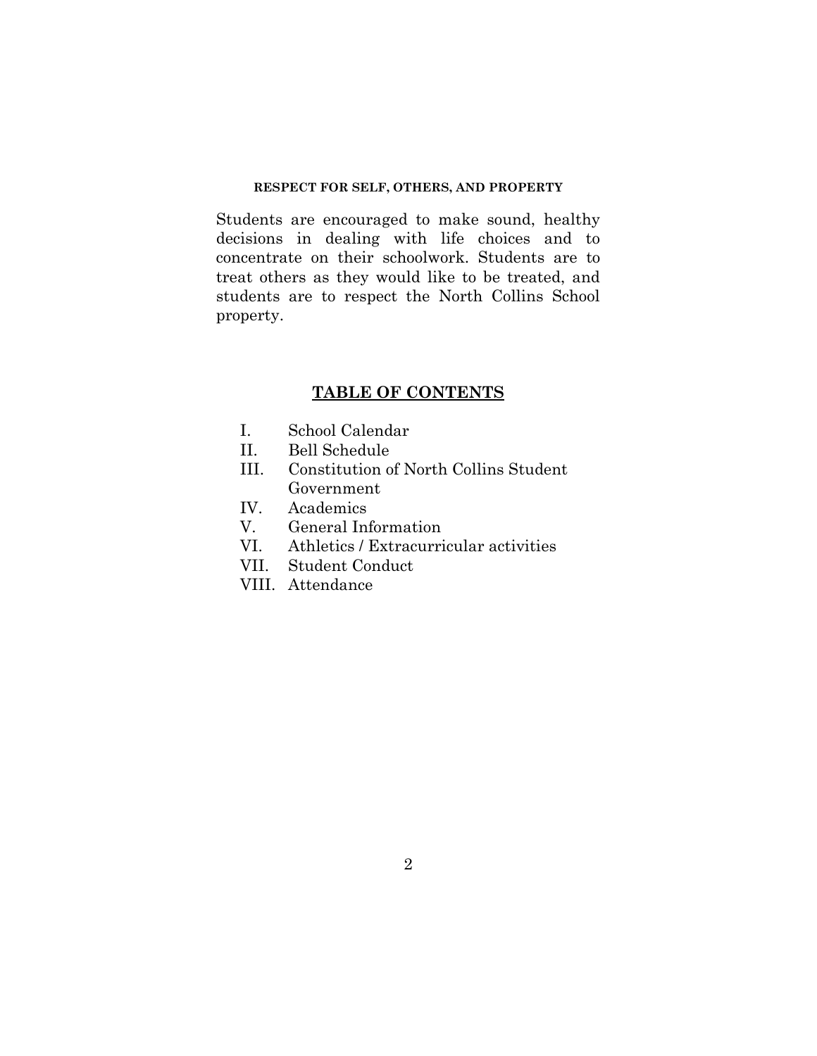**RESPECT FOR SELF, OTHERS, AND PROPERTY**

Students are encouraged to make sound, healthy decisions in dealing with life choices and to concentrate on their schoolwork. Students are to treat others as they would like to be treated, and students are to respect the North Collins School property.

## TABLE OF CONTENTS

I. School Calendar
II. Bell Schedule
III. Constitution of North Collins Student Government
IV. Academics
V. General Information
VI. Athletics / Extracurricular activities
VII. Student Conduct
VIII. Attendance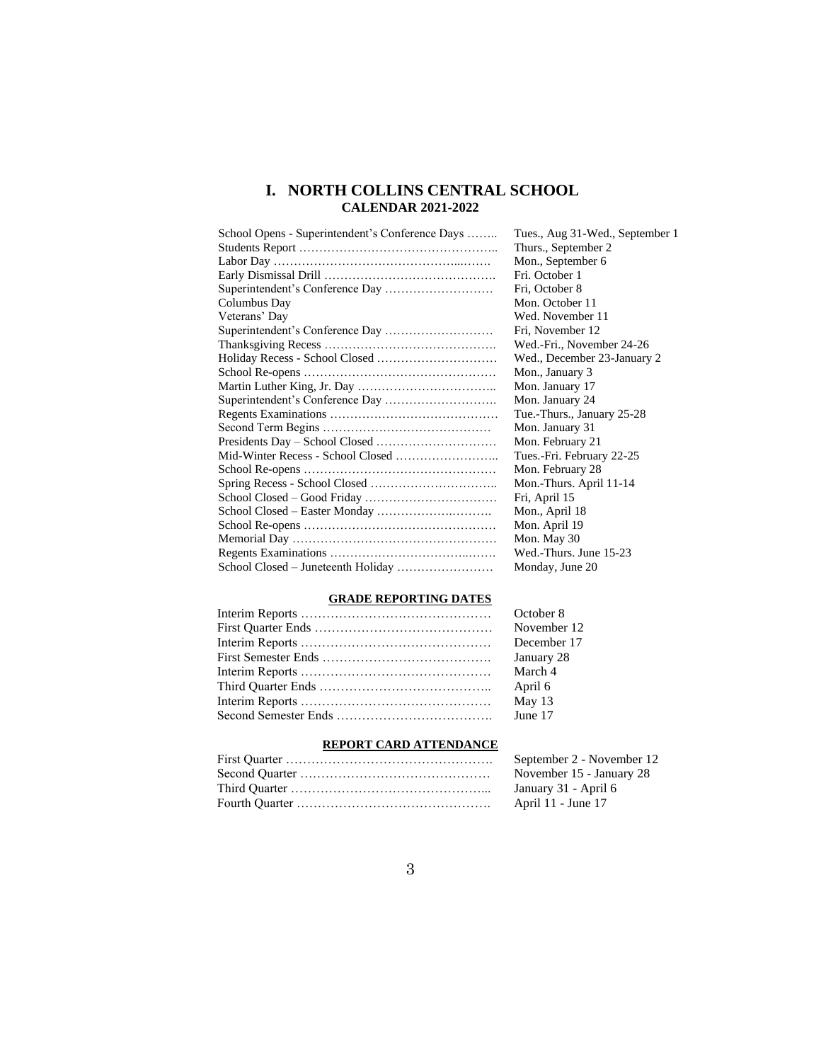# I. NORTH COLLINS CENTRAL SCHOOL

## CALENDAR 2021-2022

| | |
|---|---|
| School Opens - Superintendent's Conference Days …….. | Tues., Aug 31-Wed., September 1 |
| Students Report ………………………………………….. | Thurs., September 2 |
| Labor Day ……………………………………...……. | Mon., September 6 |
| Early Dismissal Drill ……………………………………. | Fri. October 1 |
| Superintendent's Conference Day ……………………… | Fri, October 8 |
| Columbus Day | Mon. October 11 |
| Veterans' Day | Wed. November 11 |
| Superintendent's Conference Day ……………………… | Fri, November 12 |
| Thanksgiving Recess ……………………………………. | Wed.-Fri., November 24-26 |
| Holiday Recess - School Closed ………………………… | Wed., December 23-January 2 |
| School Re-opens ………………………………………… | Mon., January 3 |
| Martin Luther King, Jr. Day …………………………….. | Mon. January 17 |
| Superintendent's Conference Day ………………………. | Mon. January 24 |
| Regents Examinations …………………………………… | Tue.-Thurs., January 25-28 |
| Second Term Begins …………………………………… | Mon. January 31 |
| Presidents Day – School Closed ………………………… | Mon. February 21 |
| Mid-Winter Recess - School Closed …………………….. | Tues.-Fri. February 22-25 |
| School Re-opens ………………………………………… | Mon. February 28 |
| Spring Recess - School Closed ………………………….. | Mon.-Thurs. April 11-14 |
| School Closed – Good Friday …………………………… | Fri, April 15 |
| School Closed – Easter Monday …………….………. | Mon., April 18 |
| School Re-opens ………………………………………… | Mon. April 19 |
| Memorial Day …………………………………………… | Mon. May 30 |
| Regents Examinations …………………………...……. | Wed.-Thurs. June 15-23 |
| School Closed – Juneteenth Holiday …………………… | Monday, June 20 |

### GRADE REPORTING DATES

| | |
|---|---|
| Interim Reports ……………………………………… | October 8 |
| First Quarter Ends …………………………………… | November 12 |
| Interim Reports ……………………………………… | December 17 |
| First Semester Ends …………………………………. | January 28 |
| Interim Reports ……………………………………… | March 4 |
| Third Quarter Ends ………………………………….. | April 6 |
| Interim Reports ……………………………………… | May 13 |
| Second Semester Ends ………………………………. | June 17 |

### REPORT CARD ATTENDANCE

| | |
|---|---|
| First Quarter …………………………………………. | September 2 - November 12 |
| Second Quarter ……………………………………… | November 15 - January 28 |
| Third Quarter ………………………………………... | January 31 - April 6 |
| Fourth Quarter ………………………………………. | April 11 - June 17 |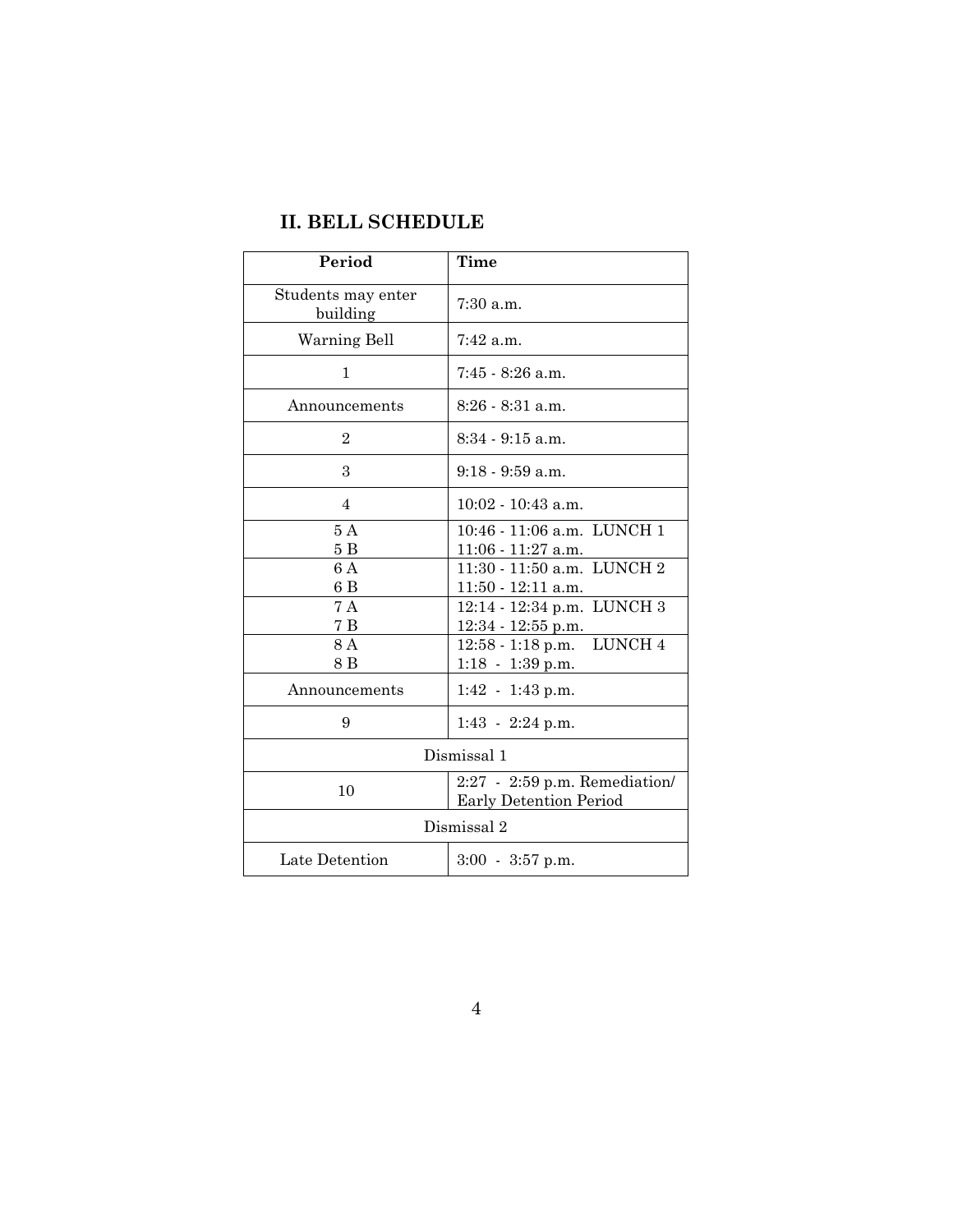## II. BELL SCHEDULE

| Period | Time |
|---|---|
| Students may enter building | 7:30 a.m. |
| Warning Bell | 7:42 a.m. |
| 1 | 7:45 - 8:26 a.m. |
| Announcements | 8:26 - 8:31 a.m. |
| 2 | 8:34 - 9:15 a.m. |
| 3 | 9:18 - 9:59 a.m. |
| 4 | 10:02 - 10:43 a.m. |
| 5 A<br>5 B | 10:46 - 11:06 a.m. LUNCH 1<br>11:06 - 11:27 a.m. |
| 6 A<br>6 B | 11:30 - 11:50 a.m. LUNCH 2<br>11:50 - 12:11 a.m. |
| 7 A<br>7 B | 12:14 - 12:34 p.m. LUNCH 3<br>12:34 - 12:55 p.m. |
| 8 A<br>8 B | 12:58 - 1:18 p.m. LUNCH 4<br>1:18 - 1:39 p.m. |
| Announcements | 1:42 - 1:43 p.m. |
| 9 | 1:43 - 2:24 p.m. |
| Dismissal 1 | |
| 10 | 2:27 - 2:59 p.m. Remediation/ Early Detention Period |
| Dismissal 2 | |
| Late Detention | 3:00 - 3:57 p.m. |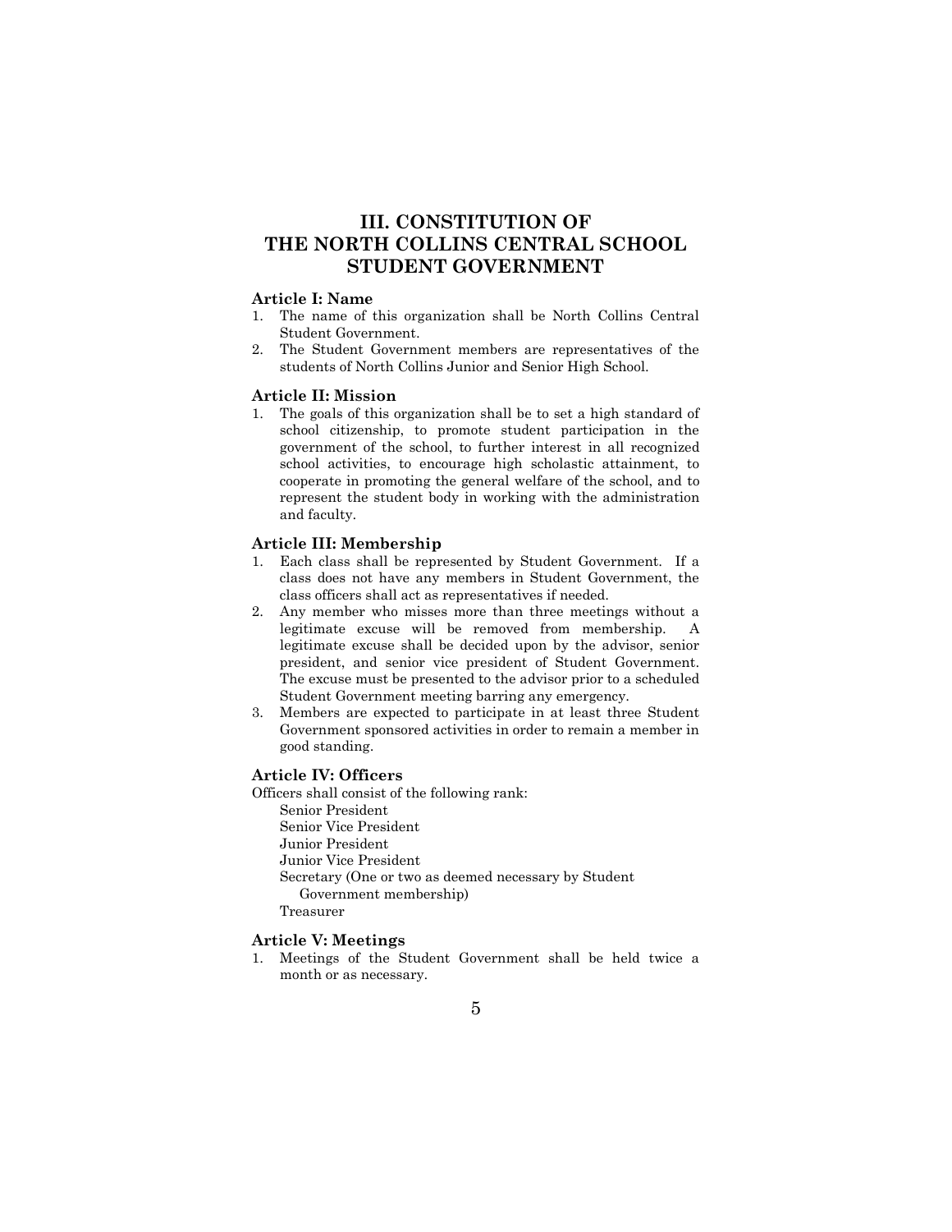# III. CONSTITUTION OF THE NORTH COLLINS CENTRAL SCHOOL STUDENT GOVERNMENT

### Article I: Name

1. The name of this organization shall be North Collins Central Student Government.
2. The Student Government members are representatives of the students of North Collins Junior and Senior High School.

### Article II: Mission

1. The goals of this organization shall be to set a high standard of school citizenship, to promote student participation in the government of the school, to further interest in all recognized school activities, to encourage high scholastic attainment, to cooperate in promoting the general welfare of the school, and to represent the student body in working with the administration and faculty.

### Article III: Membership

1. Each class shall be represented by Student Government. If a class does not have any members in Student Government, the class officers shall act as representatives if needed.
2. Any member who misses more than three meetings without a legitimate excuse will be removed from membership. A legitimate excuse shall be decided upon by the advisor, senior president, and senior vice president of Student Government. The excuse must be presented to the advisor prior to a scheduled Student Government meeting barring any emergency.
3. Members are expected to participate in at least three Student Government sponsored activities in order to remain a member in good standing.

### Article IV: Officers

Officers shall consist of the following rank:

- Senior President
- Senior Vice President
- Junior President
- Junior Vice President
- Secretary (One or two as deemed necessary by Student Government membership)
- Treasurer

### Article V: Meetings

1. Meetings of the Student Government shall be held twice a month or as necessary.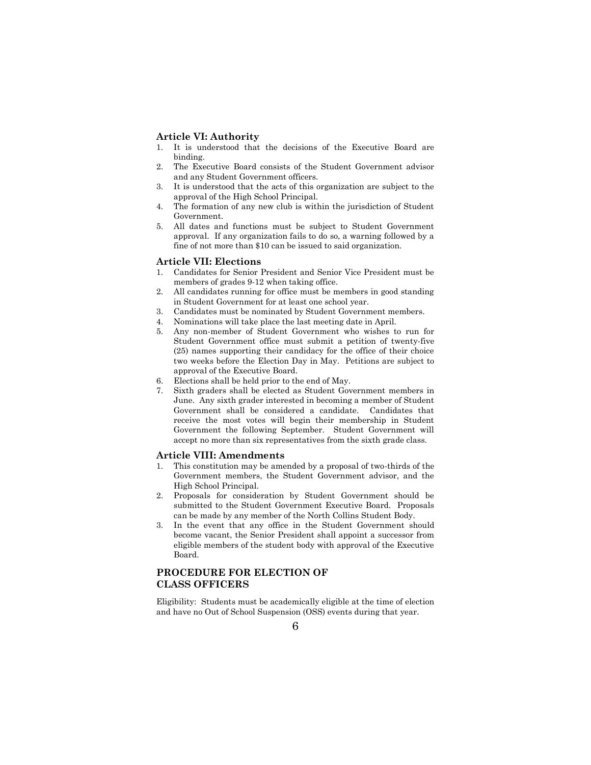### Article VI: Authority

1. It is understood that the decisions of the Executive Board are binding.
2. The Executive Board consists of the Student Government advisor and any Student Government officers.
3. It is understood that the acts of this organization are subject to the approval of the High School Principal.
4. The formation of any new club is within the jurisdiction of Student Government.
5. All dates and functions must be subject to Student Government approval. If any organization fails to do so, a warning followed by a fine of not more than $10 can be issued to said organization.

### Article VII: Elections

1. Candidates for Senior President and Senior Vice President must be members of grades 9-12 when taking office.
2. All candidates running for office must be members in good standing in Student Government for at least one school year.
3. Candidates must be nominated by Student Government members.
4. Nominations will take place the last meeting date in April.
5. Any non-member of Student Government who wishes to run for Student Government office must submit a petition of twenty-five (25) names supporting their candidacy for the office of their choice two weeks before the Election Day in May. Petitions are subject to approval of the Executive Board.
6. Elections shall be held prior to the end of May.
7. Sixth graders shall be elected as Student Government members in June. Any sixth grader interested in becoming a member of Student Government shall be considered a candidate. Candidates that receive the most votes will begin their membership in Student Government the following September. Student Government will accept no more than six representatives from the sixth grade class.

### Article VIII: Amendments

1. This constitution may be amended by a proposal of two-thirds of the Government members, the Student Government advisor, and the High School Principal.
2. Proposals for consideration by Student Government should be submitted to the Student Government Executive Board. Proposals can be made by any member of the North Collins Student Body.
3. In the event that any office in the Student Government should become vacant, the Senior President shall appoint a successor from eligible members of the student body with approval of the Executive Board.

## PROCEDURE FOR ELECTION OF CLASS OFFICERS

Eligibility: Students must be academically eligible at the time of election and have no Out of School Suspension (OSS) events during that year.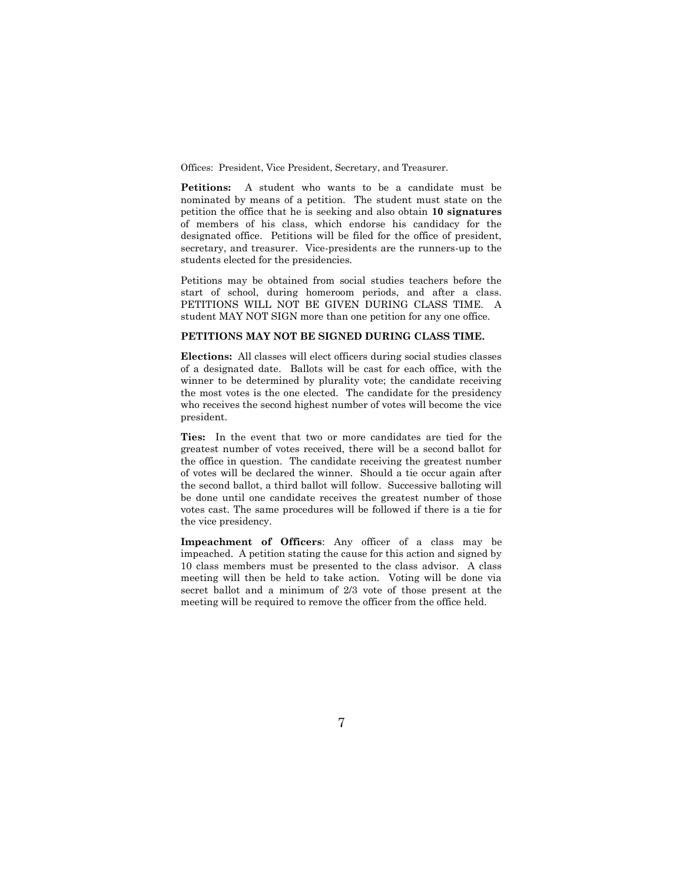Offices: President, Vice President, Secretary, and Treasurer.

**Petitions:** A student who wants to be a candidate must be nominated by means of a petition. The student must state on the petition the office that he is seeking and also obtain **10 signatures** of members of his class, which endorse his candidacy for the designated office. Petitions will be filed for the office of president, secretary, and treasurer. Vice-presidents are the runners-up to the students elected for the presidencies.

Petitions may be obtained from social studies teachers before the start of school, during homeroom periods, and after a class. PETITIONS WILL NOT BE GIVEN DURING CLASS TIME. A student MAY NOT SIGN more than one petition for any one office.

**PETITIONS MAY NOT BE SIGNED DURING CLASS TIME.**

**Elections:** All classes will elect officers during social studies classes of a designated date. Ballots will be cast for each office, with the winner to be determined by plurality vote; the candidate receiving the most votes is the one elected. The candidate for the presidency who receives the second highest number of votes will become the vice president.

**Ties:** In the event that two or more candidates are tied for the greatest number of votes received, there will be a second ballot for the office in question. The candidate receiving the greatest number of votes will be declared the winner. Should a tie occur again after the second ballot, a third ballot will follow. Successive balloting will be done until one candidate receives the greatest number of those votes cast. The same procedures will be followed if there is a tie for the vice presidency.

**Impeachment of Officers**: Any officer of a class may be impeached. A petition stating the cause for this action and signed by 10 class members must be presented to the class advisor. A class meeting will then be held to take action. Voting will be done via secret ballot and a minimum of 2/3 vote of those present at the meeting will be required to remove the officer from the office held.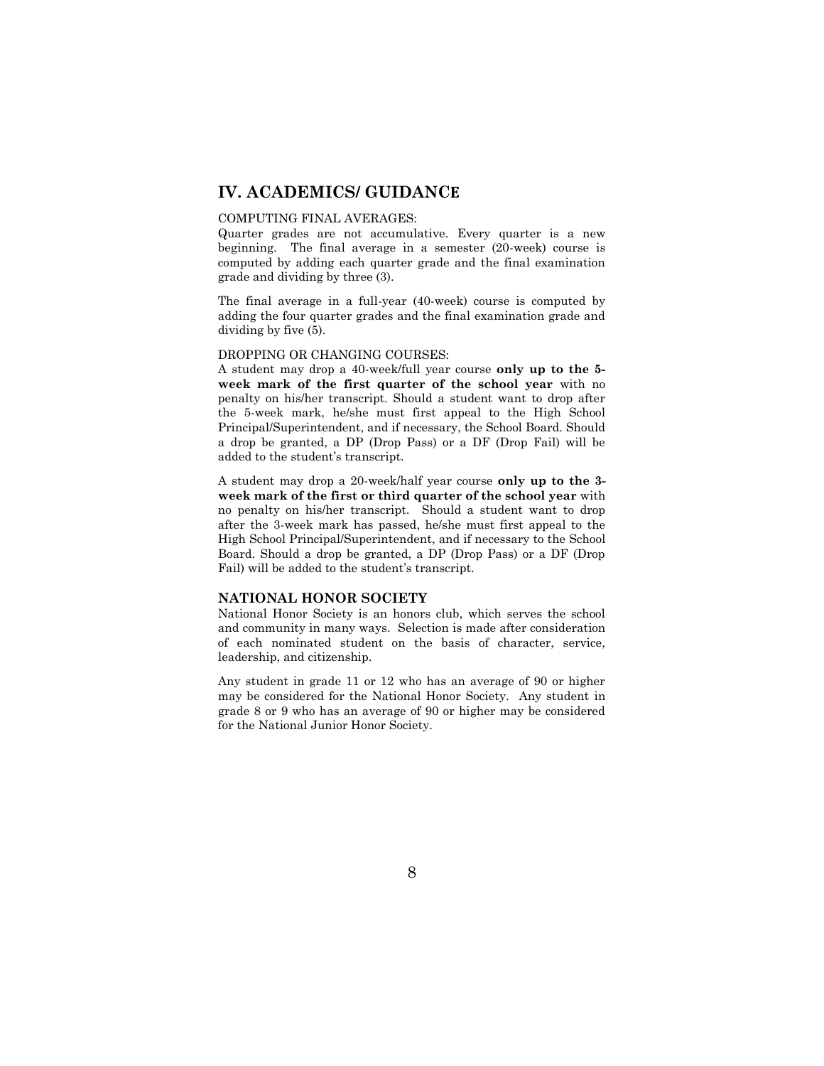## IV. ACADEMICS/ GUIDANCE

COMPUTING FINAL AVERAGES:

Quarter grades are not accumulative. Every quarter is a new beginning. The final average in a semester (20-week) course is computed by adding each quarter grade and the final examination grade and dividing by three (3).

The final average in a full-year (40-week) course is computed by adding the four quarter grades and the final examination grade and dividing by five (5).

DROPPING OR CHANGING COURSES:

A student may drop a 40-week/full year course **only up to the 5-week mark of the first quarter of the school year** with no penalty on his/her transcript. Should a student want to drop after the 5-week mark, he/she must first appeal to the High School Principal/Superintendent, and if necessary, the School Board. Should a drop be granted, a DP (Drop Pass) or a DF (Drop Fail) will be added to the student's transcript.

A student may drop a 20-week/half year course **only up to the 3-week mark of the first or third quarter of the school year** with no penalty on his/her transcript. Should a student want to drop after the 3-week mark has passed, he/she must first appeal to the High School Principal/Superintendent, and if necessary to the School Board. Should a drop be granted, a DP (Drop Pass) or a DF (Drop Fail) will be added to the student's transcript.

### NATIONAL HONOR SOCIETY

National Honor Society is an honors club, which serves the school and community in many ways. Selection is made after consideration of each nominated student on the basis of character, service, leadership, and citizenship.

Any student in grade 11 or 12 who has an average of 90 or higher may be considered for the National Honor Society. Any student in grade 8 or 9 who has an average of 90 or higher may be considered for the National Junior Honor Society.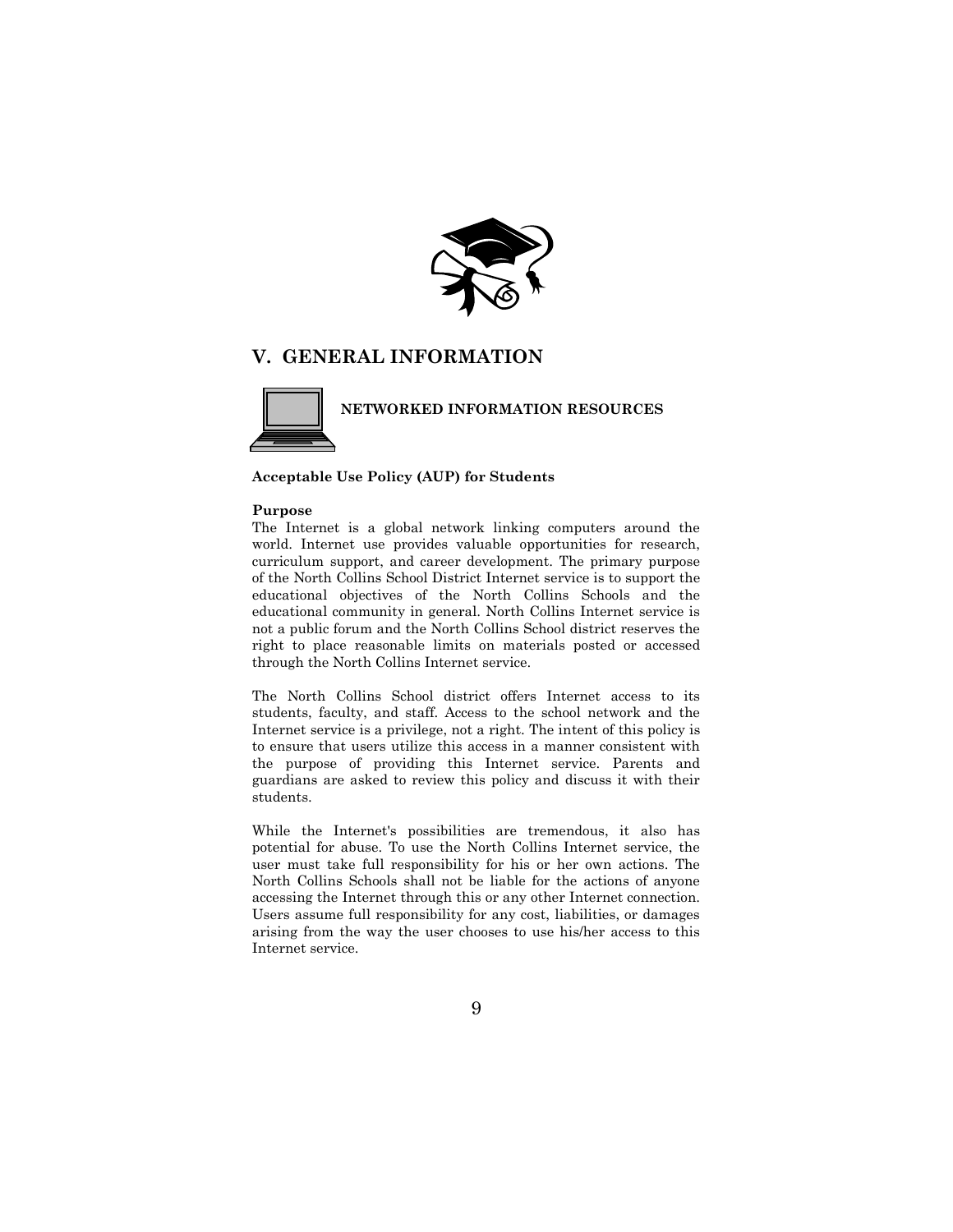# V. GENERAL INFORMATION

## NETWORKED INFORMATION RESOURCES

### Acceptable Use Policy (AUP) for Students

**Purpose**

The Internet is a global network linking computers around the world. Internet use provides valuable opportunities for research, curriculum support, and career development. The primary purpose of the North Collins School District Internet service is to support the educational objectives of the North Collins Schools and the educational community in general. North Collins Internet service is not a public forum and the North Collins School district reserves the right to place reasonable limits on materials posted or accessed through the North Collins Internet service.

The North Collins School district offers Internet access to its students, faculty, and staff. Access to the school network and the Internet service is a privilege, not a right. The intent of this policy is to ensure that users utilize this access in a manner consistent with the purpose of providing this Internet service. Parents and guardians are asked to review this policy and discuss it with their students.

While the Internet's possibilities are tremendous, it also has potential for abuse. To use the North Collins Internet service, the user must take full responsibility for his or her own actions. The North Collins Schools shall not be liable for the actions of anyone accessing the Internet through this or any other Internet connection. Users assume full responsibility for any cost, liabilities, or damages arising from the way the user chooses to use his/her access to this Internet service.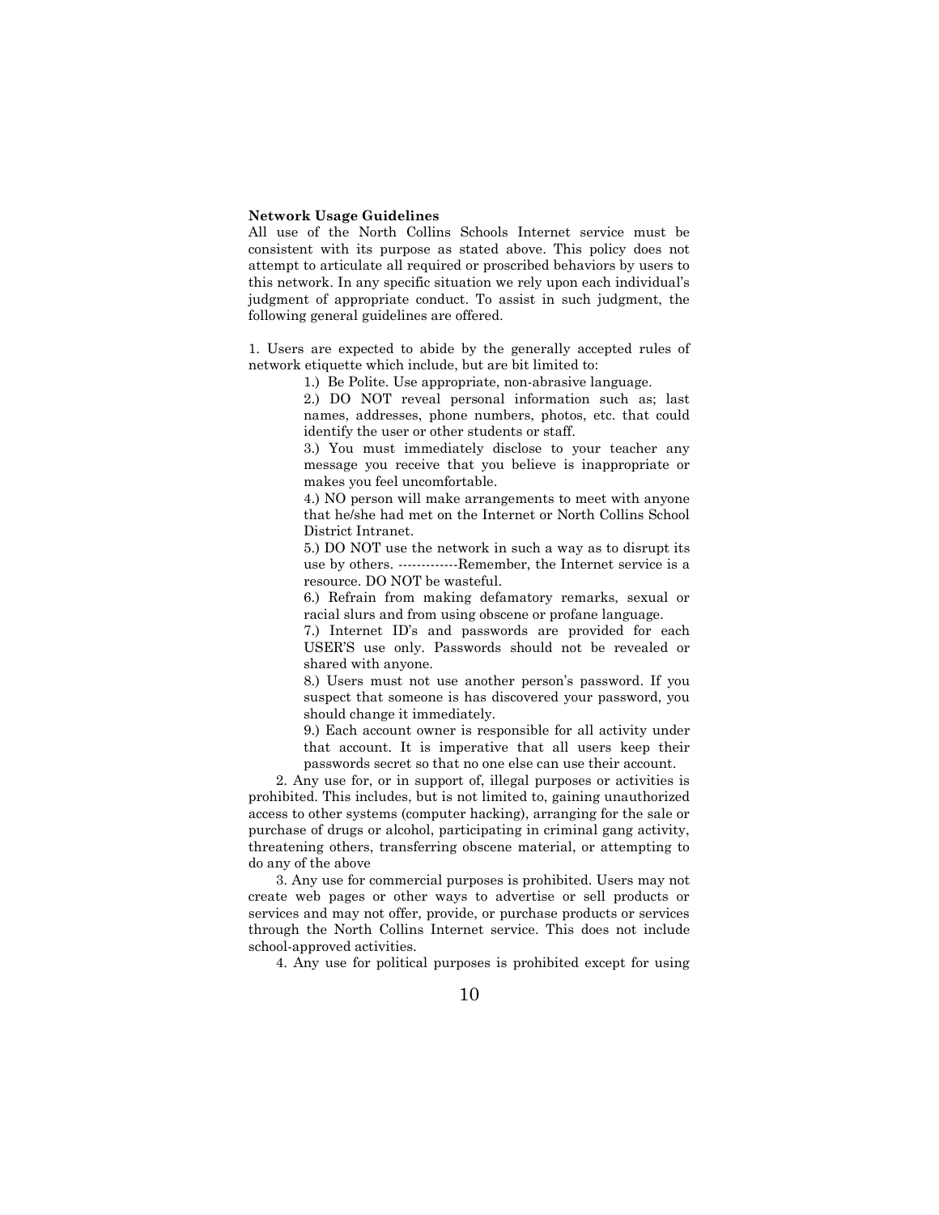**Network Usage Guidelines**

All use of the North Collins Schools Internet service must be consistent with its purpose as stated above. This policy does not attempt to articulate all required or proscribed behaviors by users to this network. In any specific situation we rely upon each individual's judgment of appropriate conduct. To assist in such judgment, the following general guidelines are offered.

1. Users are expected to abide by the generally accepted rules of network etiquette which include, but are bit limited to:

   1.) Be Polite. Use appropriate, non-abrasive language.

   2.) DO NOT reveal personal information such as; last names, addresses, phone numbers, photos, etc. that could identify the user or other students or staff.

   3.) You must immediately disclose to your teacher any message you receive that you believe is inappropriate or makes you feel uncomfortable.

   4.) NO person will make arrangements to meet with anyone that he/she had met on the Internet or North Collins School District Intranet.

   5.) DO NOT use the network in such a way as to disrupt its use by others. -------------Remember, the Internet service is a resource. DO NOT be wasteful.

   6.) Refrain from making defamatory remarks, sexual or racial slurs and from using obscene or profane language.

   7.) Internet ID's and passwords are provided for each USER'S use only. Passwords should not be revealed or shared with anyone.

   8.) Users must not use another person's password. If you suspect that someone is has discovered your password, you should change it immediately.

   9.) Each account owner is responsible for all activity under that account. It is imperative that all users keep their passwords secret so that no one else can use their account.

2. Any use for, or in support of, illegal purposes or activities is prohibited. This includes, but is not limited to, gaining unauthorized access to other systems (computer hacking), arranging for the sale or purchase of drugs or alcohol, participating in criminal gang activity, threatening others, transferring obscene material, or attempting to do any of the above

3. Any use for commercial purposes is prohibited. Users may not create web pages or other ways to advertise or sell products or services and may not offer, provide, or purchase products or services through the North Collins Internet service. This does not include school-approved activities.

4. Any use for political purposes is prohibited except for using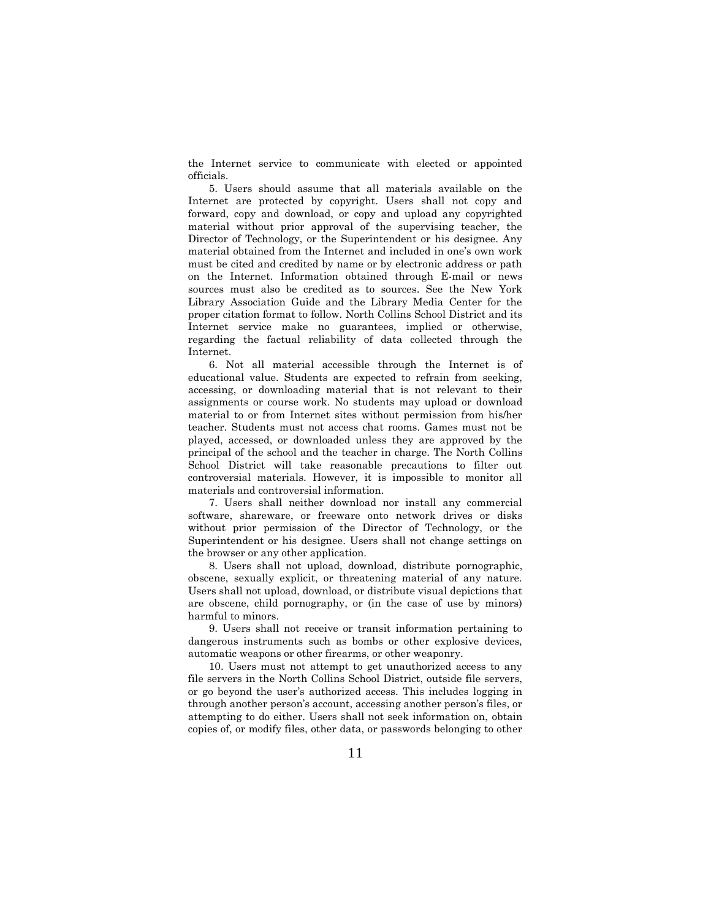the Internet service to communicate with elected or appointed officials.

5. Users should assume that all materials available on the Internet are protected by copyright. Users shall not copy and forward, copy and download, or copy and upload any copyrighted material without prior approval of the supervising teacher, the Director of Technology, or the Superintendent or his designee. Any material obtained from the Internet and included in one's own work must be cited and credited by name or by electronic address or path on the Internet. Information obtained through E-mail or news sources must also be credited as to sources. See the New York Library Association Guide and the Library Media Center for the proper citation format to follow. North Collins School District and its Internet service make no guarantees, implied or otherwise, regarding the factual reliability of data collected through the Internet.

6. Not all material accessible through the Internet is of educational value. Students are expected to refrain from seeking, accessing, or downloading material that is not relevant to their assignments or course work. No students may upload or download material to or from Internet sites without permission from his/her teacher. Students must not access chat rooms. Games must not be played, accessed, or downloaded unless they are approved by the principal of the school and the teacher in charge. The North Collins School District will take reasonable precautions to filter out controversial materials. However, it is impossible to monitor all materials and controversial information.

7. Users shall neither download nor install any commercial software, shareware, or freeware onto network drives or disks without prior permission of the Director of Technology, or the Superintendent or his designee. Users shall not change settings on the browser or any other application.

8. Users shall not upload, download, distribute pornographic, obscene, sexually explicit, or threatening material of any nature. Users shall not upload, download, or distribute visual depictions that are obscene, child pornography, or (in the case of use by minors) harmful to minors.

9. Users shall not receive or transit information pertaining to dangerous instruments such as bombs or other explosive devices, automatic weapons or other firearms, or other weaponry.

10. Users must not attempt to get unauthorized access to any file servers in the North Collins School District, outside file servers, or go beyond the user's authorized access. This includes logging in through another person's account, accessing another person's files, or attempting to do either. Users shall not seek information on, obtain copies of, or modify files, other data, or passwords belonging to other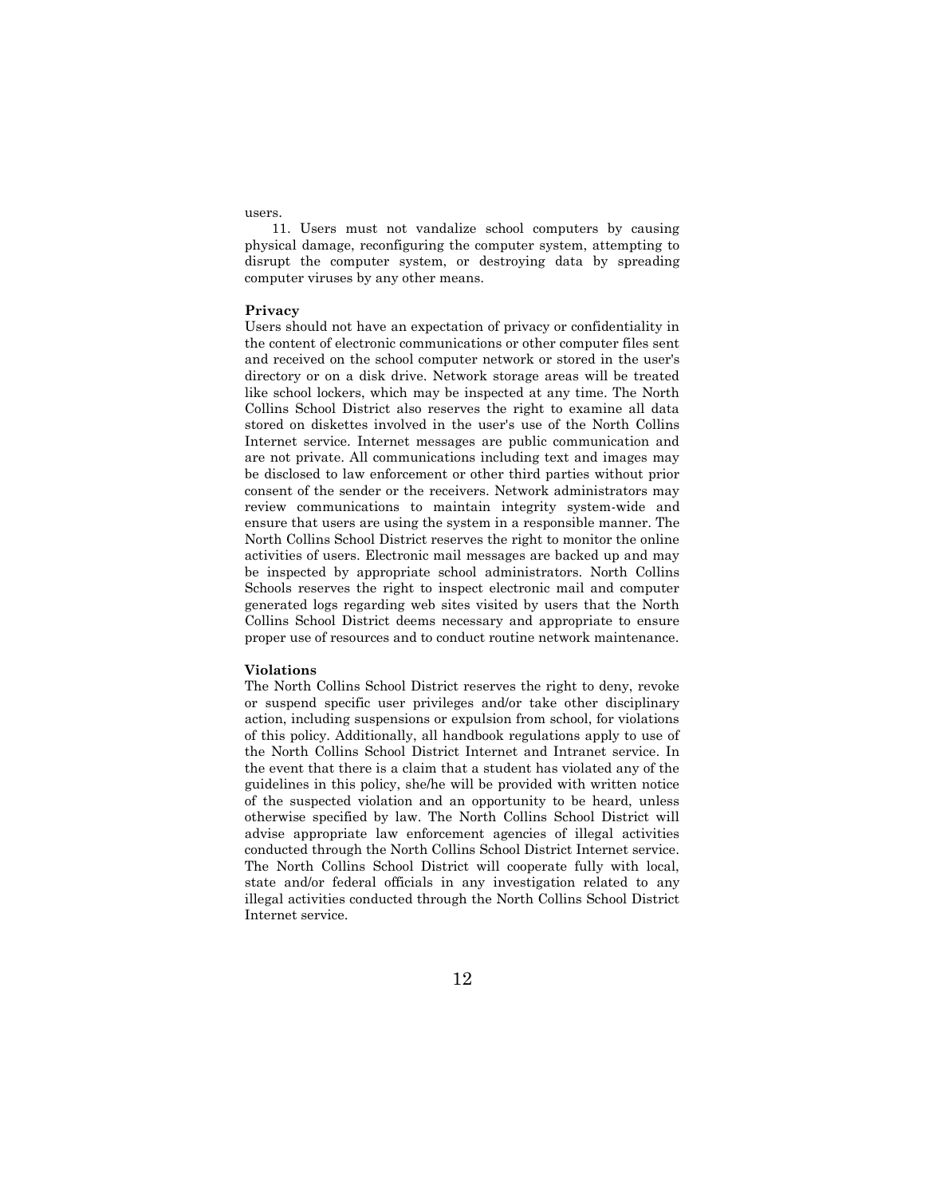users.

11. Users must not vandalize school computers by causing physical damage, reconfiguring the computer system, attempting to disrupt the computer system, or destroying data by spreading computer viruses by any other means.

**Privacy**

Users should not have an expectation of privacy or confidentiality in the content of electronic communications or other computer files sent and received on the school computer network or stored in the user's directory or on a disk drive. Network storage areas will be treated like school lockers, which may be inspected at any time. The North Collins School District also reserves the right to examine all data stored on diskettes involved in the user's use of the North Collins Internet service. Internet messages are public communication and are not private. All communications including text and images may be disclosed to law enforcement or other third parties without prior consent of the sender or the receivers. Network administrators may review communications to maintain integrity system-wide and ensure that users are using the system in a responsible manner. The North Collins School District reserves the right to monitor the online activities of users. Electronic mail messages are backed up and may be inspected by appropriate school administrators. North Collins Schools reserves the right to inspect electronic mail and computer generated logs regarding web sites visited by users that the North Collins School District deems necessary and appropriate to ensure proper use of resources and to conduct routine network maintenance.

**Violations**

The North Collins School District reserves the right to deny, revoke or suspend specific user privileges and/or take other disciplinary action, including suspensions or expulsion from school, for violations of this policy. Additionally, all handbook regulations apply to use of the North Collins School District Internet and Intranet service. In the event that there is a claim that a student has violated any of the guidelines in this policy, she/he will be provided with written notice of the suspected violation and an opportunity to be heard, unless otherwise specified by law. The North Collins School District will advise appropriate law enforcement agencies of illegal activities conducted through the North Collins School District Internet service. The North Collins School District will cooperate fully with local, state and/or federal officials in any investigation related to any illegal activities conducted through the North Collins School District Internet service.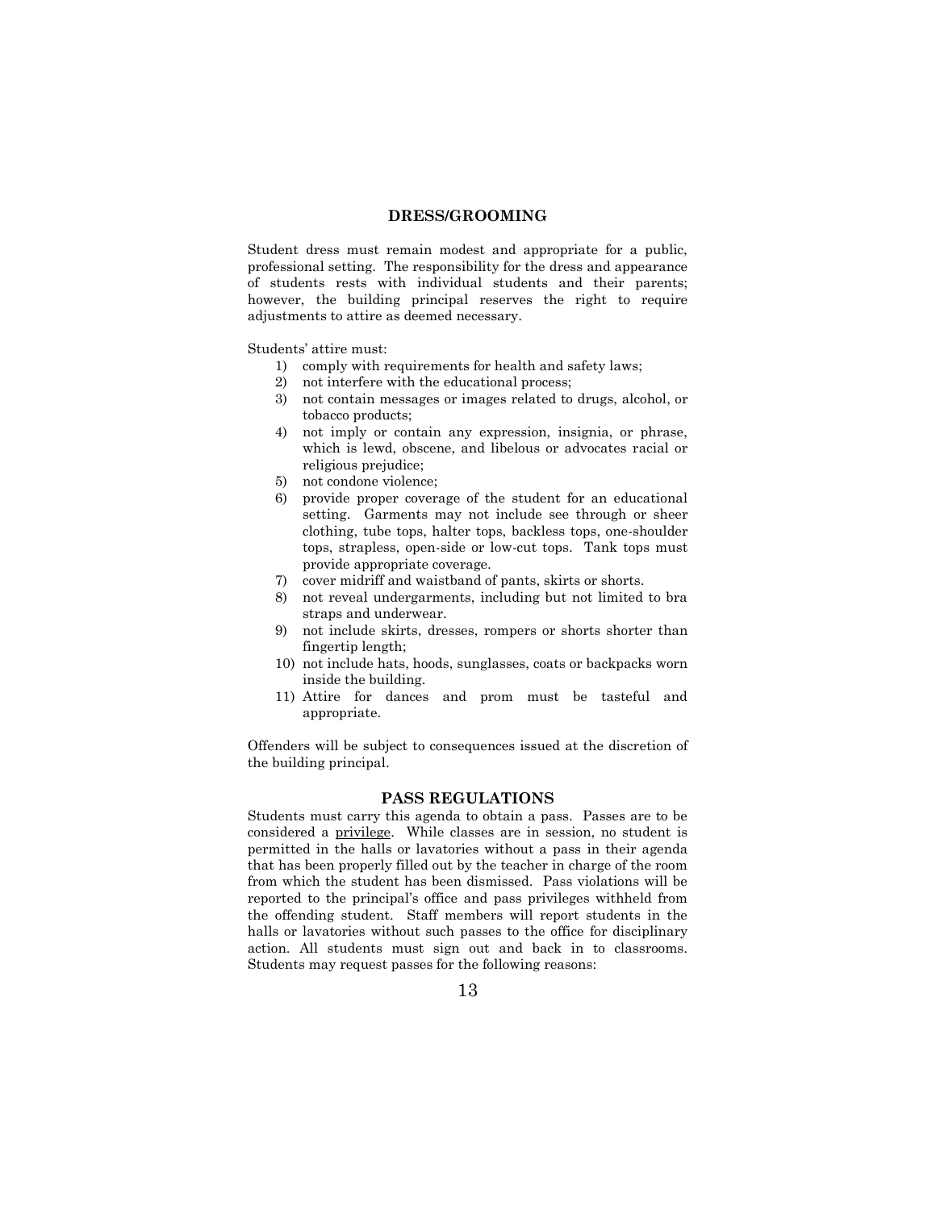## DRESS/GROOMING

Student dress must remain modest and appropriate for a public, professional setting. The responsibility for the dress and appearance of students rests with individual students and their parents; however, the building principal reserves the right to require adjustments to attire as deemed necessary.

Students' attire must:

1) comply with requirements for health and safety laws;
2) not interfere with the educational process;
3) not contain messages or images related to drugs, alcohol, or tobacco products;
4) not imply or contain any expression, insignia, or phrase, which is lewd, obscene, and libelous or advocates racial or religious prejudice;
5) not condone violence;
6) provide proper coverage of the student for an educational setting. Garments may not include see through or sheer clothing, tube tops, halter tops, backless tops, one-shoulder tops, strapless, open-side or low-cut tops. Tank tops must provide appropriate coverage.
7) cover midriff and waistband of pants, skirts or shorts.
8) not reveal undergarments, including but not limited to bra straps and underwear.
9) not include skirts, dresses, rompers or shorts shorter than fingertip length;
10) not include hats, hoods, sunglasses, coats or backpacks worn inside the building.
11) Attire for dances and prom must be tasteful and appropriate.

Offenders will be subject to consequences issued at the discretion of the building principal.

## PASS REGULATIONS

Students must carry this agenda to obtain a pass. Passes are to be considered a privilege. While classes are in session, no student is permitted in the halls or lavatories without a pass in their agenda that has been properly filled out by the teacher in charge of the room from which the student has been dismissed. Pass violations will be reported to the principal's office and pass privileges withheld from the offending student. Staff members will report students in the halls or lavatories without such passes to the office for disciplinary action. All students must sign out and back in to classrooms. Students may request passes for the following reasons: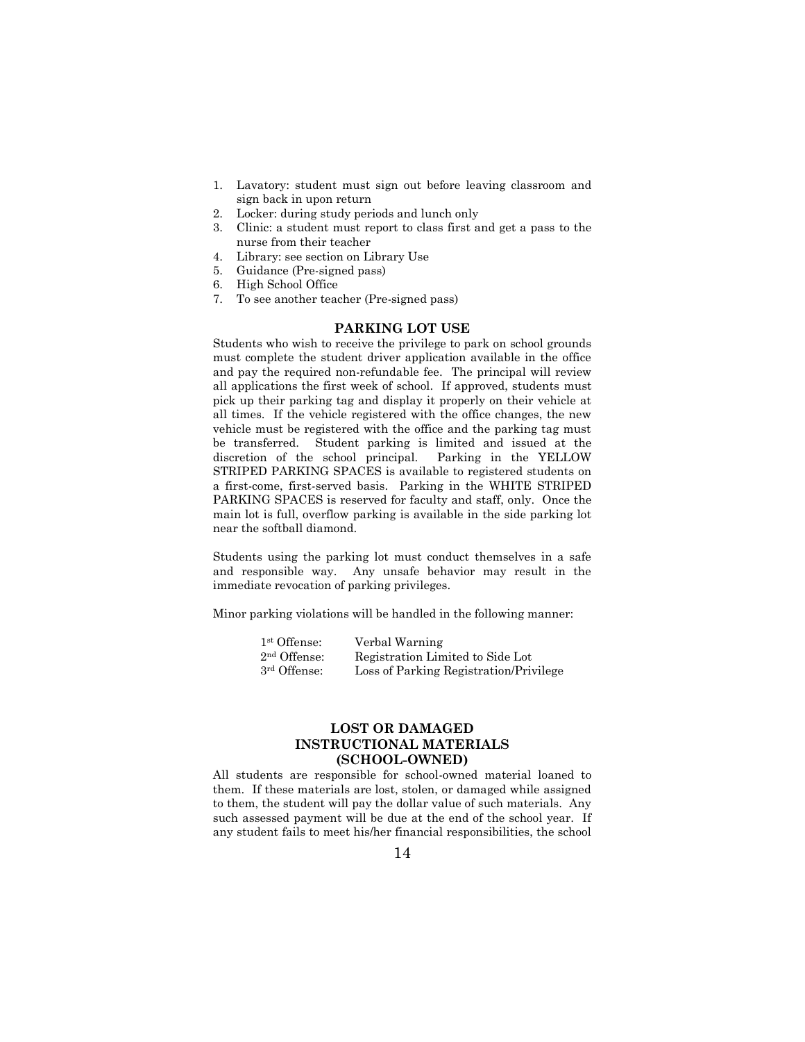1. Lavatory: student must sign out before leaving classroom and sign back in upon return
2. Locker: during study periods and lunch only
3. Clinic: a student must report to class first and get a pass to the nurse from their teacher
4. Library: see section on Library Use
5. Guidance (Pre-signed pass)
6. High School Office
7. To see another teacher (Pre-signed pass)

## PARKING LOT USE

Students who wish to receive the privilege to park on school grounds must complete the student driver application available in the office and pay the required non-refundable fee. The principal will review all applications the first week of school. If approved, students must pick up their parking tag and display it properly on their vehicle at all times. If the vehicle registered with the office changes, the new vehicle must be registered with the office and the parking tag must be transferred. Student parking is limited and issued at the discretion of the school principal. Parking in the YELLOW STRIPED PARKING SPACES is available to registered students on a first-come, first-served basis. Parking in the WHITE STRIPED PARKING SPACES is reserved for faculty and staff, only. Once the main lot is full, overflow parking is available in the side parking lot near the softball diamond.

Students using the parking lot must conduct themselves in a safe and responsible way. Any unsafe behavior may result in the immediate revocation of parking privileges.

Minor parking violations will be handled in the following manner:

| | |
|---|---|
| 1st Offense: | Verbal Warning |
| 2nd Offense: | Registration Limited to Side Lot |
| 3rd Offense: | Loss of Parking Registration/Privilege |

## LOST OR DAMAGED INSTRUCTIONAL MATERIALS (SCHOOL-OWNED)

All students are responsible for school-owned material loaned to them. If these materials are lost, stolen, or damaged while assigned to them, the student will pay the dollar value of such materials. Any such assessed payment will be due at the end of the school year. If any student fails to meet his/her financial responsibilities, the school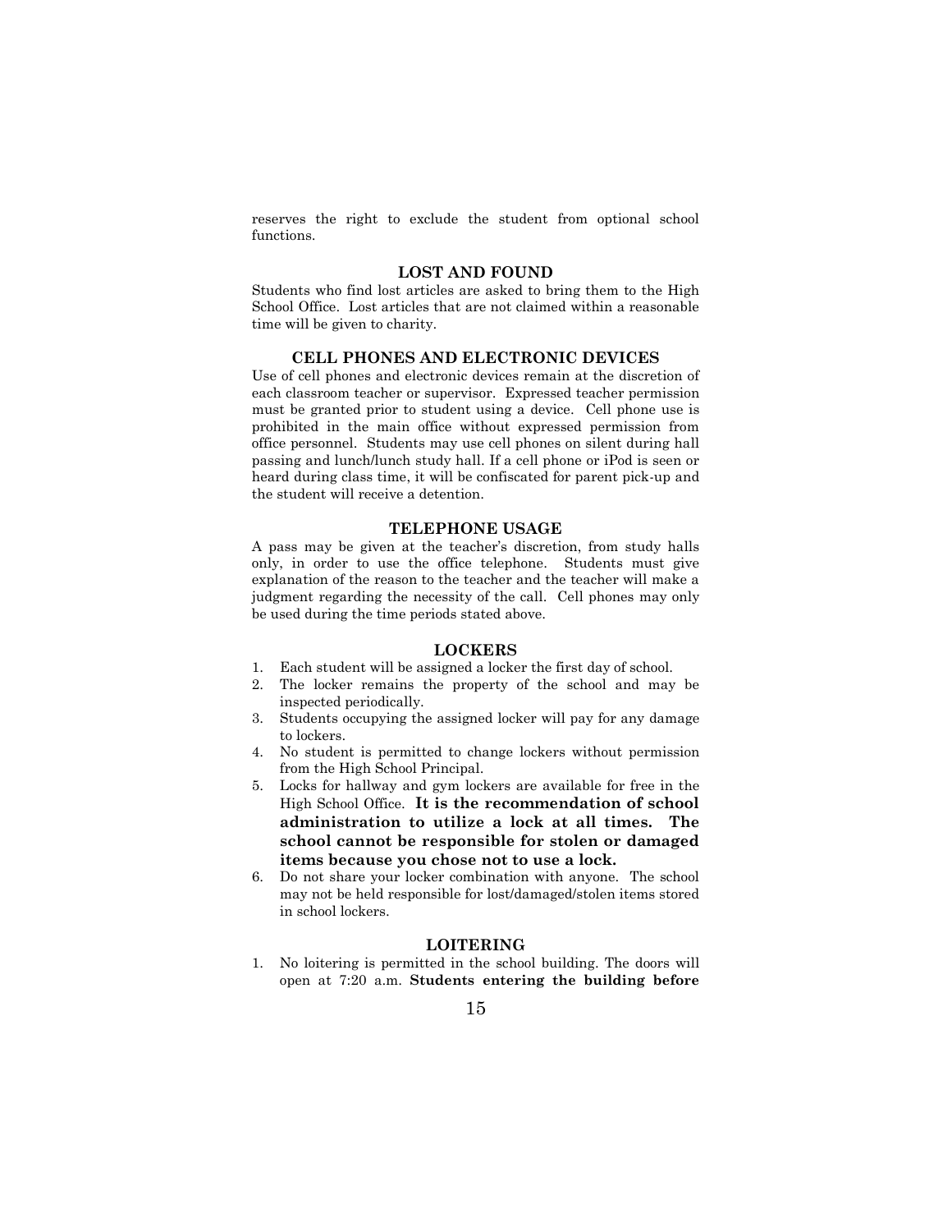reserves the right to exclude the student from optional school functions.

## LOST AND FOUND

Students who find lost articles are asked to bring them to the High School Office. Lost articles that are not claimed within a reasonable time will be given to charity.

## CELL PHONES AND ELECTRONIC DEVICES

Use of cell phones and electronic devices remain at the discretion of each classroom teacher or supervisor. Expressed teacher permission must be granted prior to student using a device. Cell phone use is prohibited in the main office without expressed permission from office personnel. Students may use cell phones on silent during hall passing and lunch/lunch study hall. If a cell phone or iPod is seen or heard during class time, it will be confiscated for parent pick-up and the student will receive a detention.

## TELEPHONE USAGE

A pass may be given at the teacher's discretion, from study halls only, in order to use the office telephone. Students must give explanation of the reason to the teacher and the teacher will make a judgment regarding the necessity of the call. Cell phones may only be used during the time periods stated above.

## LOCKERS

1. Each student will be assigned a locker the first day of school.
2. The locker remains the property of the school and may be inspected periodically.
3. Students occupying the assigned locker will pay for any damage to lockers.
4. No student is permitted to change lockers without permission from the High School Principal.
5. Locks for hallway and gym lockers are available for free in the High School Office. **It is the recommendation of school administration to utilize a lock at all times. The school cannot be responsible for stolen or damaged items because you chose not to use a lock.**
6. Do not share your locker combination with anyone. The school may not be held responsible for lost/damaged/stolen items stored in school lockers.

## LOITERING

1. No loitering is permitted in the school building. The doors will open at 7:20 a.m. **Students entering the building before**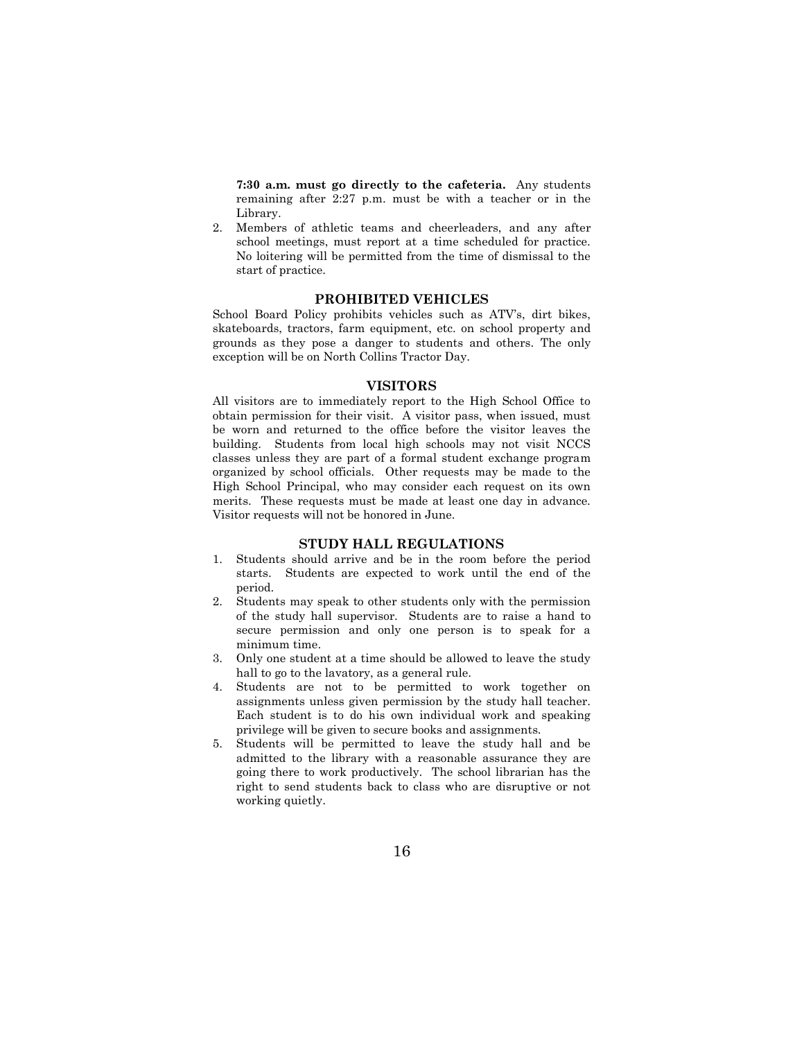**7:30 a.m. must go directly to the cafeteria.** Any students remaining after 2:27 p.m. must be with a teacher or in the Library.

2. Members of athletic teams and cheerleaders, and any after school meetings, must report at a time scheduled for practice. No loitering will be permitted from the time of dismissal to the start of practice.

## PROHIBITED VEHICLES

School Board Policy prohibits vehicles such as ATV's, dirt bikes, skateboards, tractors, farm equipment, etc. on school property and grounds as they pose a danger to students and others. The only exception will be on North Collins Tractor Day.

## VISITORS

All visitors are to immediately report to the High School Office to obtain permission for their visit. A visitor pass, when issued, must be worn and returned to the office before the visitor leaves the building. Students from local high schools may not visit NCCS classes unless they are part of a formal student exchange program organized by school officials. Other requests may be made to the High School Principal, who may consider each request on its own merits. These requests must be made at least one day in advance. Visitor requests will not be honored in June.

## STUDY HALL REGULATIONS

1. Students should arrive and be in the room before the period starts. Students are expected to work until the end of the period.
2. Students may speak to other students only with the permission of the study hall supervisor. Students are to raise a hand to secure permission and only one person is to speak for a minimum time.
3. Only one student at a time should be allowed to leave the study hall to go to the lavatory, as a general rule.
4. Students are not to be permitted to work together on assignments unless given permission by the study hall teacher. Each student is to do his own individual work and speaking privilege will be given to secure books and assignments.
5. Students will be permitted to leave the study hall and be admitted to the library with a reasonable assurance they are going there to work productively. The school librarian has the right to send students back to class who are disruptive or not working quietly.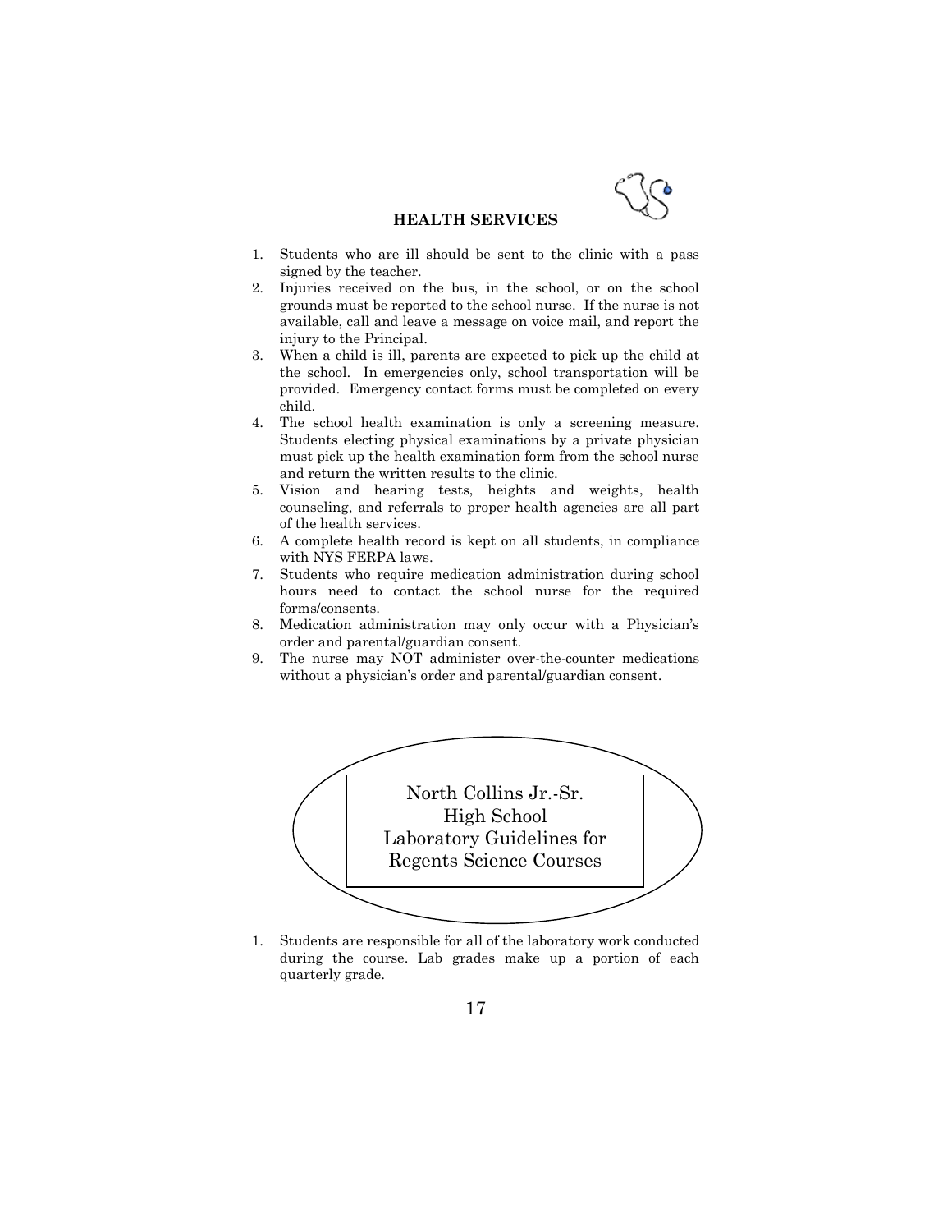## HEALTH SERVICES

1. Students who are ill should be sent to the clinic with a pass signed by the teacher.
2. Injuries received on the bus, in the school, or on the school grounds must be reported to the school nurse. If the nurse is not available, call and leave a message on voice mail, and report the injury to the Principal.
3. When a child is ill, parents are expected to pick up the child at the school. In emergencies only, school transportation will be provided. Emergency contact forms must be completed on every child.
4. The school health examination is only a screening measure. Students electing physical examinations by a private physician must pick up the health examination form from the school nurse and return the written results to the clinic.
5. Vision and hearing tests, heights and weights, health counseling, and referrals to proper health agencies are all part of the health services.
6. A complete health record is kept on all students, in compliance with NYS FERPA laws.
7. Students who require medication administration during school hours need to contact the school nurse for the required forms/consents.
8. Medication administration may only occur with a Physician's order and parental/guardian consent.
9. The nurse may NOT administer over-the-counter medications without a physician's order and parental/guardian consent.

## North Collins Jr.-Sr. High School Laboratory Guidelines for Regents Science Courses

1. Students are responsible for all of the laboratory work conducted during the course. Lab grades make up a portion of each quarterly grade.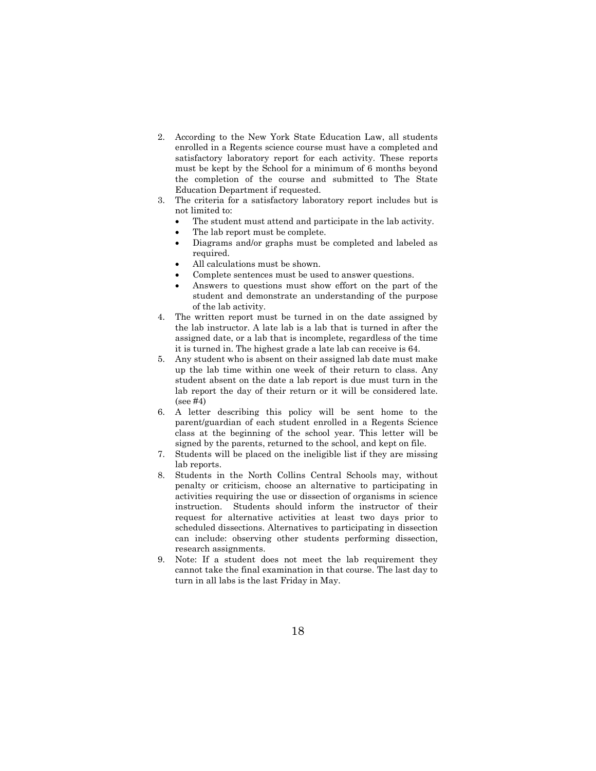2. According to the New York State Education Law, all students enrolled in a Regents science course must have a completed and satisfactory laboratory report for each activity. These reports must be kept by the School for a minimum of 6 months beyond the completion of the course and submitted to The State Education Department if requested.
3. The criteria for a satisfactory laboratory report includes but is not limited to:
   - The student must attend and participate in the lab activity.
   - The lab report must be complete.
   - Diagrams and/or graphs must be completed and labeled as required.
   - All calculations must be shown.
   - Complete sentences must be used to answer questions.
   - Answers to questions must show effort on the part of the student and demonstrate an understanding of the purpose of the lab activity.
4. The written report must be turned in on the date assigned by the lab instructor. A late lab is a lab that is turned in after the assigned date, or a lab that is incomplete, regardless of the time it is turned in. The highest grade a late lab can receive is 64.
5. Any student who is absent on their assigned lab date must make up the lab time within one week of their return to class. Any student absent on the date a lab report is due must turn in the lab report the day of their return or it will be considered late. (see #4)
6. A letter describing this policy will be sent home to the parent/guardian of each student enrolled in a Regents Science class at the beginning of the school year. This letter will be signed by the parents, returned to the school, and kept on file.
7. Students will be placed on the ineligible list if they are missing lab reports.
8. Students in the North Collins Central Schools may, without penalty or criticism, choose an alternative to participating in activities requiring the use or dissection of organisms in science instruction. Students should inform the instructor of their request for alternative activities at least two days prior to scheduled dissections. Alternatives to participating in dissection can include: observing other students performing dissection, research assignments.
9. Note: If a student does not meet the lab requirement they cannot take the final examination in that course. The last day to turn in all labs is the last Friday in May.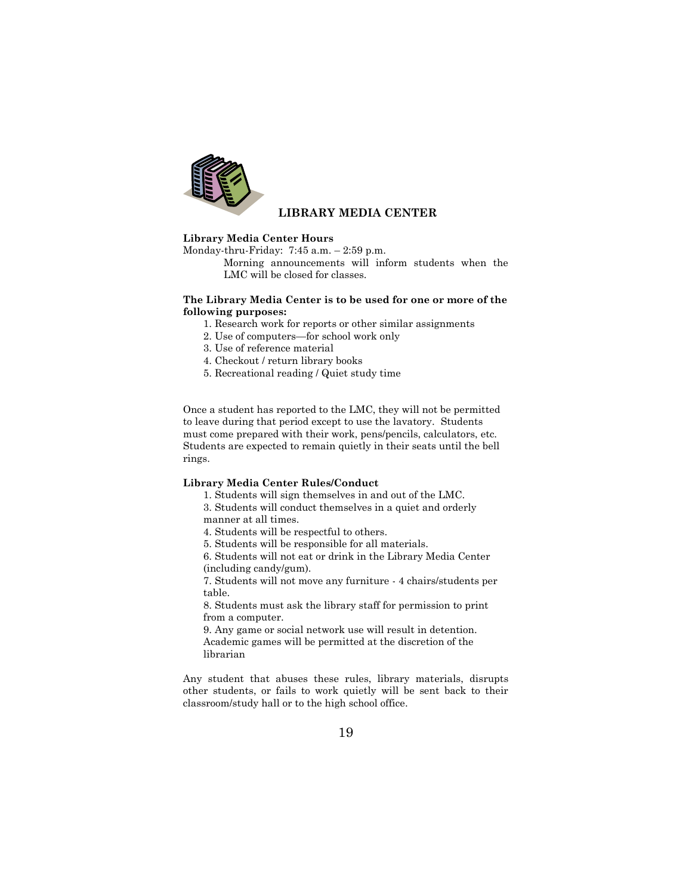## LIBRARY MEDIA CENTER

**Library Media Center Hours**

Monday-thru-Friday: 7:45 a.m. – 2:59 p.m.

Morning announcements will inform students when the LMC will be closed for classes.

**The Library Media Center is to be used for one or more of the following purposes:**

1. Research work for reports or other similar assignments
2. Use of computers—for school work only
3. Use of reference material
4. Checkout / return library books
5. Recreational reading / Quiet study time

Once a student has reported to the LMC, they will not be permitted to leave during that period except to use the lavatory. Students must come prepared with their work, pens/pencils, calculators, etc. Students are expected to remain quietly in their seats until the bell rings.

**Library Media Center Rules/Conduct**

1. Students will sign themselves in and out of the LMC.
3. Students will conduct themselves in a quiet and orderly manner at all times.
4. Students will be respectful to others.
5. Students will be responsible for all materials.
6. Students will not eat or drink in the Library Media Center (including candy/gum).
7. Students will not move any furniture - 4 chairs/students per table.
8. Students must ask the library staff for permission to print from a computer.
9. Any game or social network use will result in detention. Academic games will be permitted at the discretion of the librarian

Any student that abuses these rules, library materials, disrupts other students, or fails to work quietly will be sent back to their classroom/study hall or to the high school office.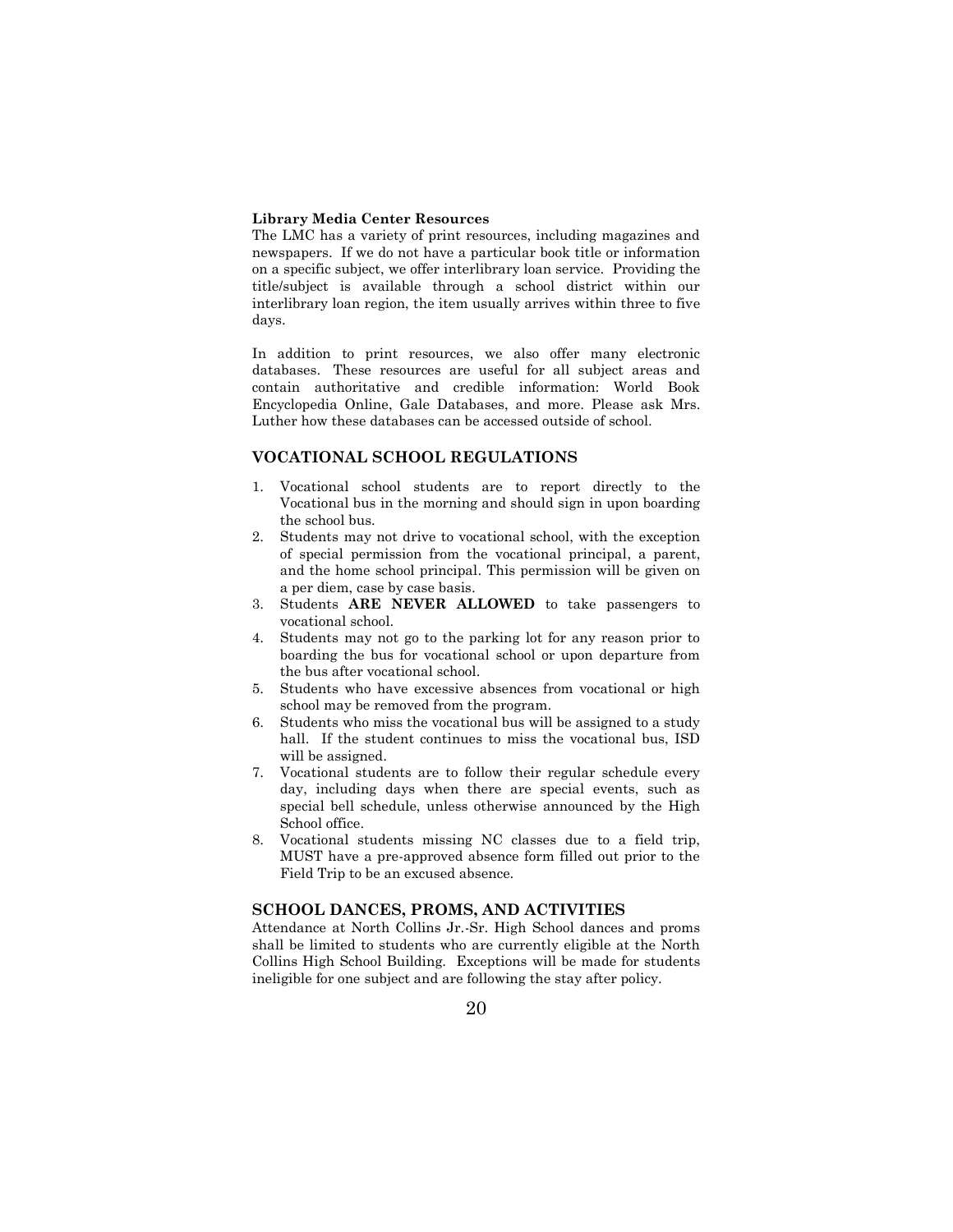**Library Media Center Resources**

The LMC has a variety of print resources, including magazines and newspapers. If we do not have a particular book title or information on a specific subject, we offer interlibrary loan service. Providing the title/subject is available through a school district within our interlibrary loan region, the item usually arrives within three to five days.

In addition to print resources, we also offer many electronic databases. These resources are useful for all subject areas and contain authoritative and credible information: World Book Encyclopedia Online, Gale Databases, and more. Please ask Mrs. Luther how these databases can be accessed outside of school.

## VOCATIONAL SCHOOL REGULATIONS

1. Vocational school students are to report directly to the Vocational bus in the morning and should sign in upon boarding the school bus.
2. Students may not drive to vocational school, with the exception of special permission from the vocational principal, a parent, and the home school principal. This permission will be given on a per diem, case by case basis.
3. Students **ARE NEVER ALLOWED** to take passengers to vocational school.
4. Students may not go to the parking lot for any reason prior to boarding the bus for vocational school or upon departure from the bus after vocational school.
5. Students who have excessive absences from vocational or high school may be removed from the program.
6. Students who miss the vocational bus will be assigned to a study hall. If the student continues to miss the vocational bus, ISD will be assigned.
7. Vocational students are to follow their regular schedule every day, including days when there are special events, such as special bell schedule, unless otherwise announced by the High School office.
8. Vocational students missing NC classes due to a field trip, MUST have a pre-approved absence form filled out prior to the Field Trip to be an excused absence.

## SCHOOL DANCES, PROMS, AND ACTIVITIES

Attendance at North Collins Jr.-Sr. High School dances and proms shall be limited to students who are currently eligible at the North Collins High School Building. Exceptions will be made for students ineligible for one subject and are following the stay after policy.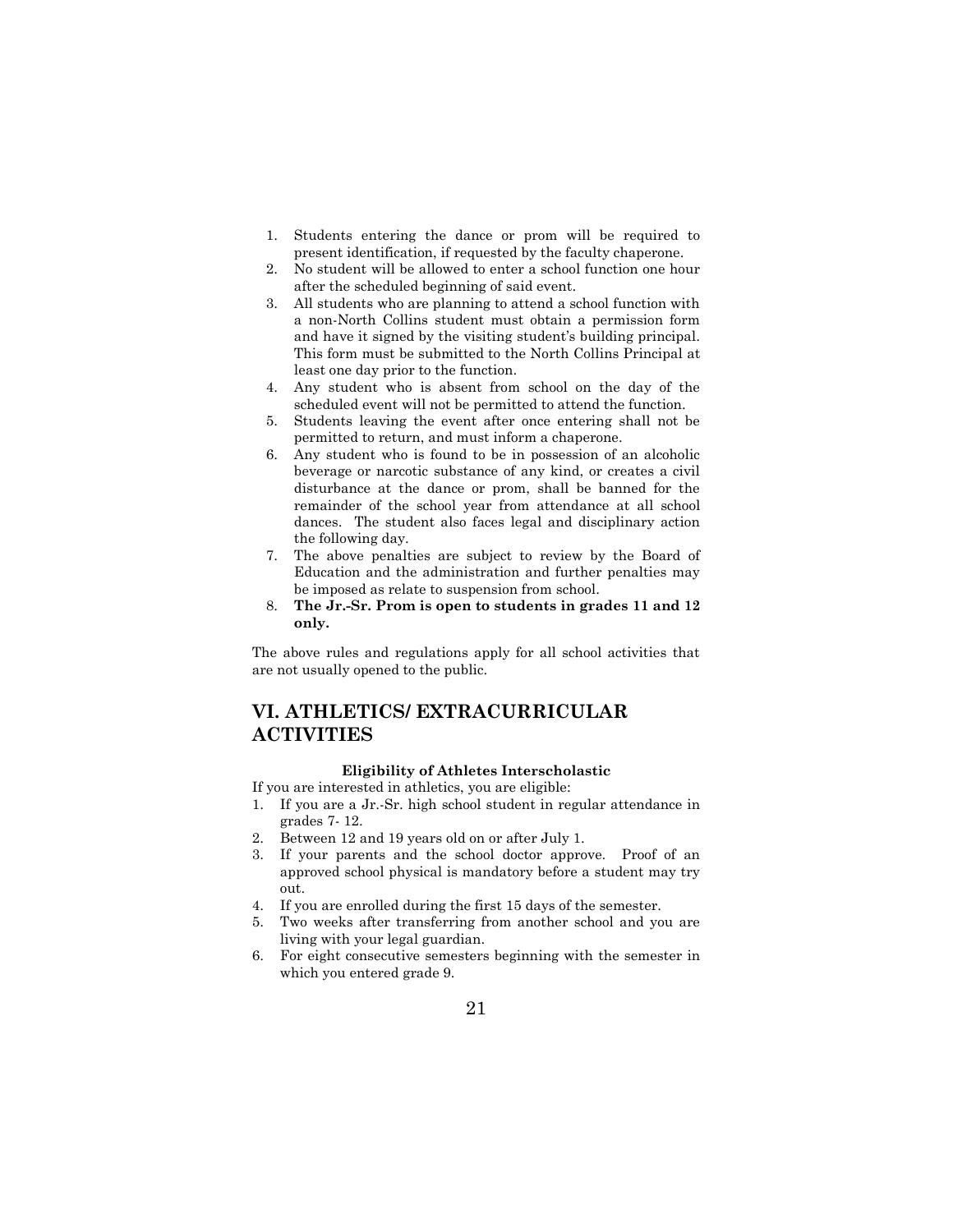1. Students entering the dance or prom will be required to present identification, if requested by the faculty chaperone.
2. No student will be allowed to enter a school function one hour after the scheduled beginning of said event.
3. All students who are planning to attend a school function with a non-North Collins student must obtain a permission form and have it signed by the visiting student's building principal. This form must be submitted to the North Collins Principal at least one day prior to the function.
4. Any student who is absent from school on the day of the scheduled event will not be permitted to attend the function.
5. Students leaving the event after once entering shall not be permitted to return, and must inform a chaperone.
6. Any student who is found to be in possession of an alcoholic beverage or narcotic substance of any kind, or creates a civil disturbance at the dance or prom, shall be banned for the remainder of the school year from attendance at all school dances. The student also faces legal and disciplinary action the following day.
7. The above penalties are subject to review by the Board of Education and the administration and further penalties may be imposed as relate to suspension from school.
8. **The Jr.-Sr. Prom is open to students in grades 11 and 12 only.**

The above rules and regulations apply for all school activities that are not usually opened to the public.

# VI. ATHLETICS/ EXTRACURRICULAR ACTIVITIES

**Eligibility of Athletes Interscholastic**

If you are interested in athletics, you are eligible:

1. If you are a Jr.-Sr. high school student in regular attendance in grades 7- 12.
2. Between 12 and 19 years old on or after July 1.
3. If your parents and the school doctor approve. Proof of an approved school physical is mandatory before a student may try out.
4. If you are enrolled during the first 15 days of the semester.
5. Two weeks after transferring from another school and you are living with your legal guardian.
6. For eight consecutive semesters beginning with the semester in which you entered grade 9.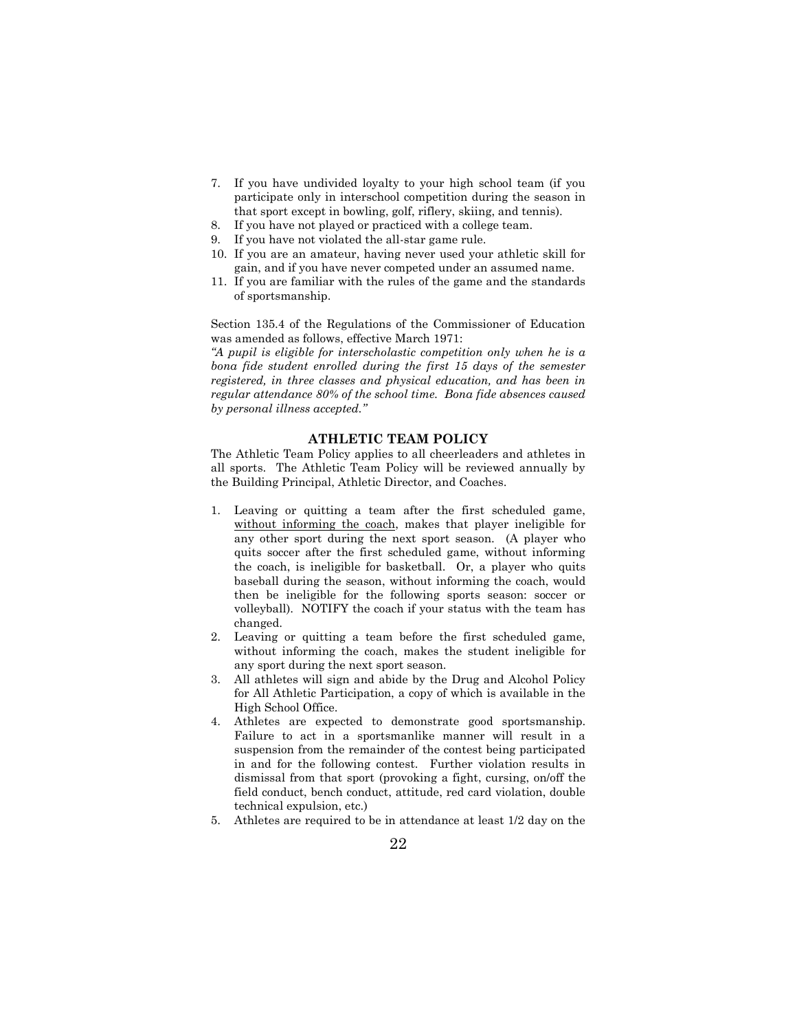7. If you have undivided loyalty to your high school team (if you participate only in interschool competition during the season in that sport except in bowling, golf, riflery, skiing, and tennis).
8. If you have not played or practiced with a college team.
9. If you have not violated the all-star game rule.
10. If you are an amateur, having never used your athletic skill for gain, and if you have never competed under an assumed name.
11. If you are familiar with the rules of the game and the standards of sportsmanship.

Section 135.4 of the Regulations of the Commissioner of Education was amended as follows, effective March 1971:
*"A pupil is eligible for interscholastic competition only when he is a bona fide student enrolled during the first 15 days of the semester registered, in three classes and physical education, and has been in regular attendance 80% of the school time. Bona fide absences caused by personal illness accepted."*

## ATHLETIC TEAM POLICY

The Athletic Team Policy applies to all cheerleaders and athletes in all sports. The Athletic Team Policy will be reviewed annually by the Building Principal, Athletic Director, and Coaches.

1. Leaving or quitting a team after the first scheduled game, <u>without informing the coach</u>, makes that player ineligible for any other sport during the next sport season. (A player who quits soccer after the first scheduled game, without informing the coach, is ineligible for basketball. Or, a player who quits baseball during the season, without informing the coach, would then be ineligible for the following sports season: soccer or volleyball). NOTIFY the coach if your status with the team has changed.
2. Leaving or quitting a team before the first scheduled game, without informing the coach, makes the student ineligible for any sport during the next sport season.
3. All athletes will sign and abide by the Drug and Alcohol Policy for All Athletic Participation, a copy of which is available in the High School Office.
4. Athletes are expected to demonstrate good sportsmanship. Failure to act in a sportsmanlike manner will result in a suspension from the remainder of the contest being participated in and for the following contest. Further violation results in dismissal from that sport (provoking a fight, cursing, on/off the field conduct, bench conduct, attitude, red card violation, double technical expulsion, etc.)
5. Athletes are required to be in attendance at least 1/2 day on the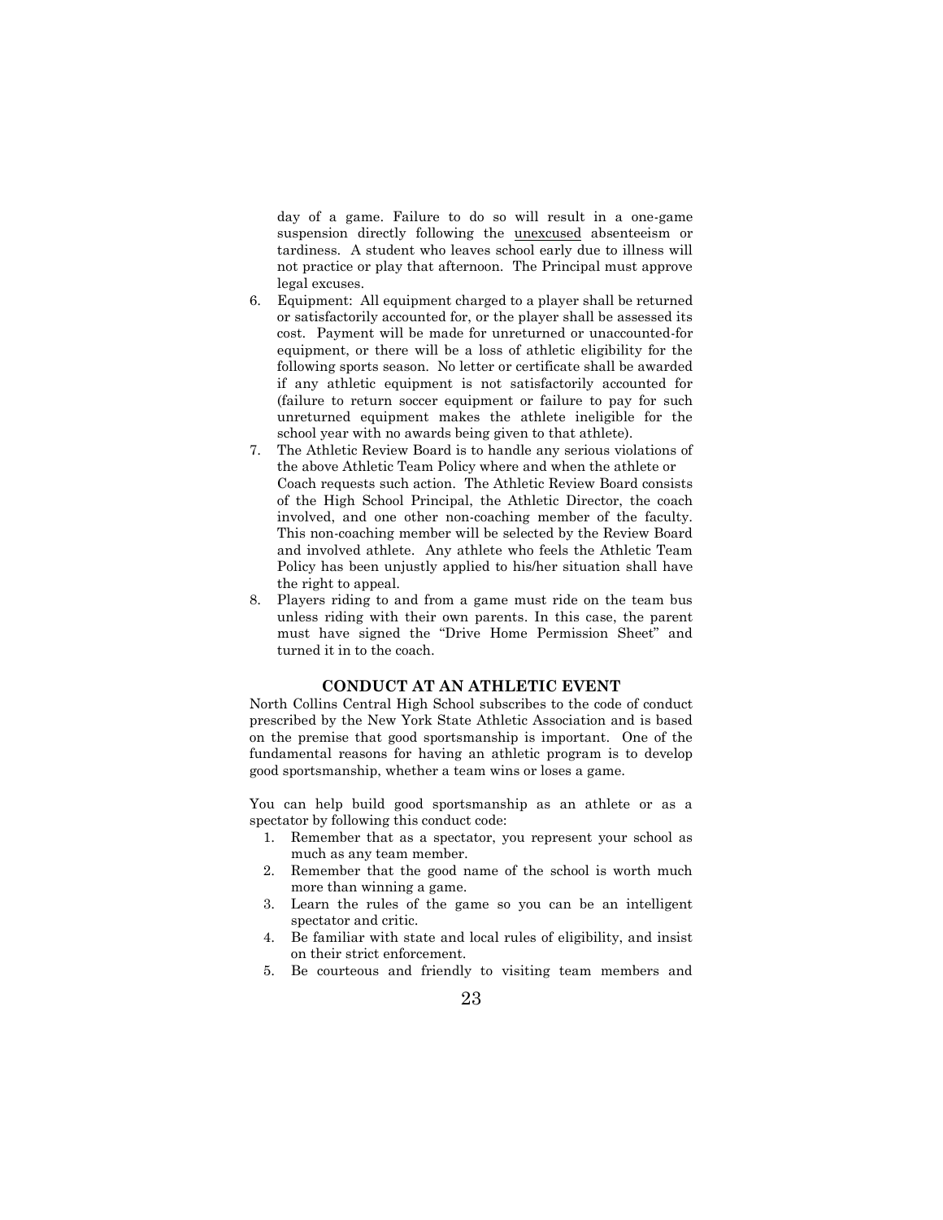day of a game. Failure to do so will result in a one-game suspension directly following the <u>unexcused</u> absenteeism or tardiness. A student who leaves school early due to illness will not practice or play that afternoon. The Principal must approve legal excuses.

6. Equipment: All equipment charged to a player shall be returned or satisfactorily accounted for, or the player shall be assessed its cost. Payment will be made for unreturned or unaccounted-for equipment, or there will be a loss of athletic eligibility for the following sports season. No letter or certificate shall be awarded if any athletic equipment is not satisfactorily accounted for (failure to return soccer equipment or failure to pay for such unreturned equipment makes the athlete ineligible for the school year with no awards being given to that athlete).
7. The Athletic Review Board is to handle any serious violations of the above Athletic Team Policy where and when the athlete or Coach requests such action. The Athletic Review Board consists of the High School Principal, the Athletic Director, the coach involved, and one other non-coaching member of the faculty. This non-coaching member will be selected by the Review Board and involved athlete. Any athlete who feels the Athletic Team Policy has been unjustly applied to his/her situation shall have the right to appeal.
8. Players riding to and from a game must ride on the team bus unless riding with their own parents. In this case, the parent must have signed the "Drive Home Permission Sheet" and turned it in to the coach.

## CONDUCT AT AN ATHLETIC EVENT

North Collins Central High School subscribes to the code of conduct prescribed by the New York State Athletic Association and is based on the premise that good sportsmanship is important. One of the fundamental reasons for having an athletic program is to develop good sportsmanship, whether a team wins or loses a game.

You can help build good sportsmanship as an athlete or as a spectator by following this conduct code:

1. Remember that as a spectator, you represent your school as much as any team member.
2. Remember that the good name of the school is worth much more than winning a game.
3. Learn the rules of the game so you can be an intelligent spectator and critic.
4. Be familiar with state and local rules of eligibility, and insist on their strict enforcement.
5. Be courteous and friendly to visiting team members and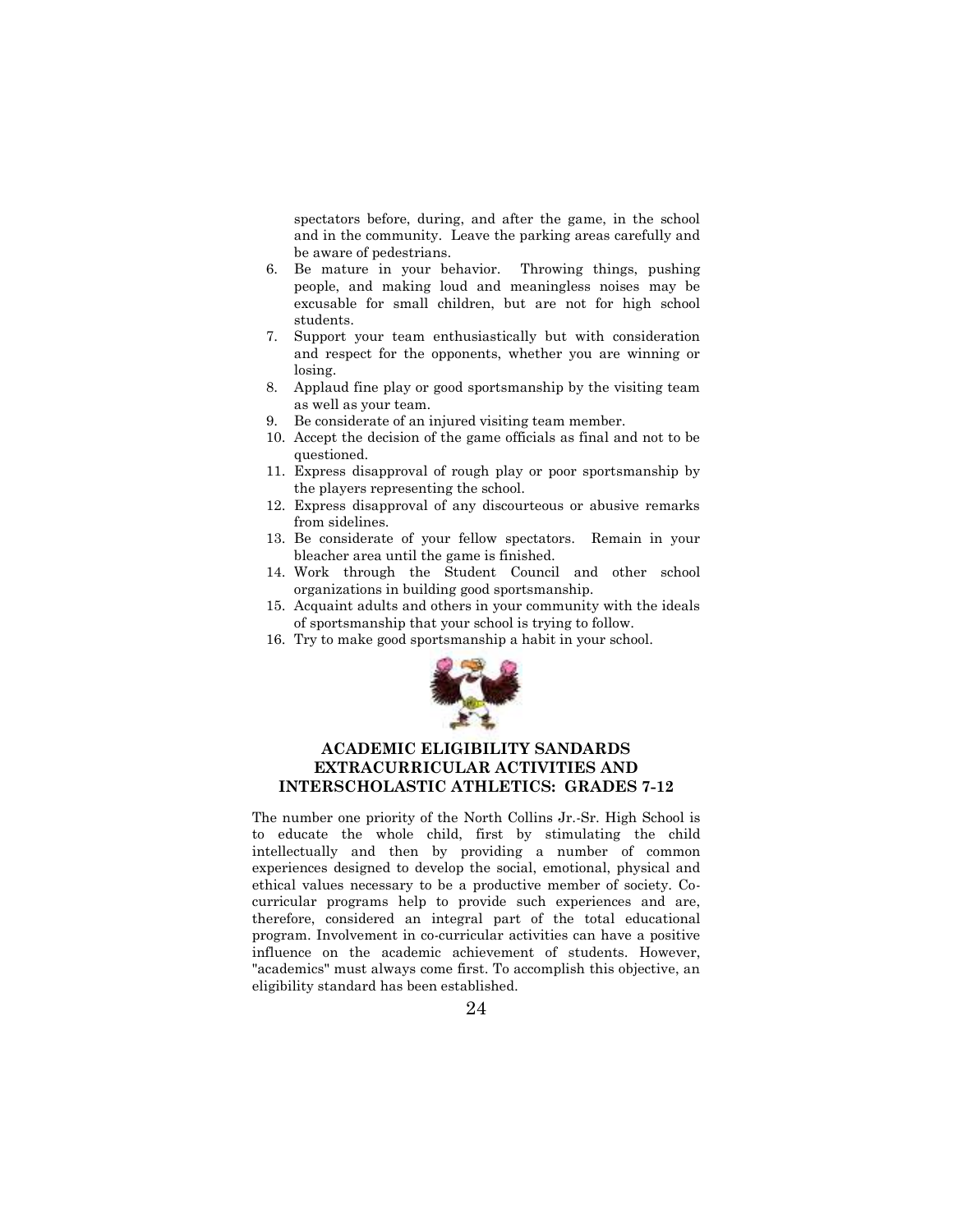spectators before, during, and after the game, in the school and in the community. Leave the parking areas carefully and be aware of pedestrians.

6. Be mature in your behavior. Throwing things, pushing people, and making loud and meaningless noises may be excusable for small children, but are not for high school students.
7. Support your team enthusiastically but with consideration and respect for the opponents, whether you are winning or losing.
8. Applaud fine play or good sportsmanship by the visiting team as well as your team.
9. Be considerate of an injured visiting team member.
10. Accept the decision of the game officials as final and not to be questioned.
11. Express disapproval of rough play or poor sportsmanship by the players representing the school.
12. Express disapproval of any discourteous or abusive remarks from sidelines.
13. Be considerate of your fellow spectators. Remain in your bleacher area until the game is finished.
14. Work through the Student Council and other school organizations in building good sportsmanship.
15. Acquaint adults and others in your community with the ideals of sportsmanship that your school is trying to follow.
16. Try to make good sportsmanship a habit in your school.

## ACADEMIC ELIGIBILITY SANDARDS EXTRACURRICULAR ACTIVITIES AND INTERSCHOLASTIC ATHLETICS: GRADES 7-12

The number one priority of the North Collins Jr.-Sr. High School is to educate the whole child, first by stimulating the child intellectually and then by providing a number of common experiences designed to develop the social, emotional, physical and ethical values necessary to be a productive member of society. Co-curricular programs help to provide such experiences and are, therefore, considered an integral part of the total educational program. Involvement in co-curricular activities can have a positive influence on the academic achievement of students. However, "academics" must always come first. To accomplish this objective, an eligibility standard has been established.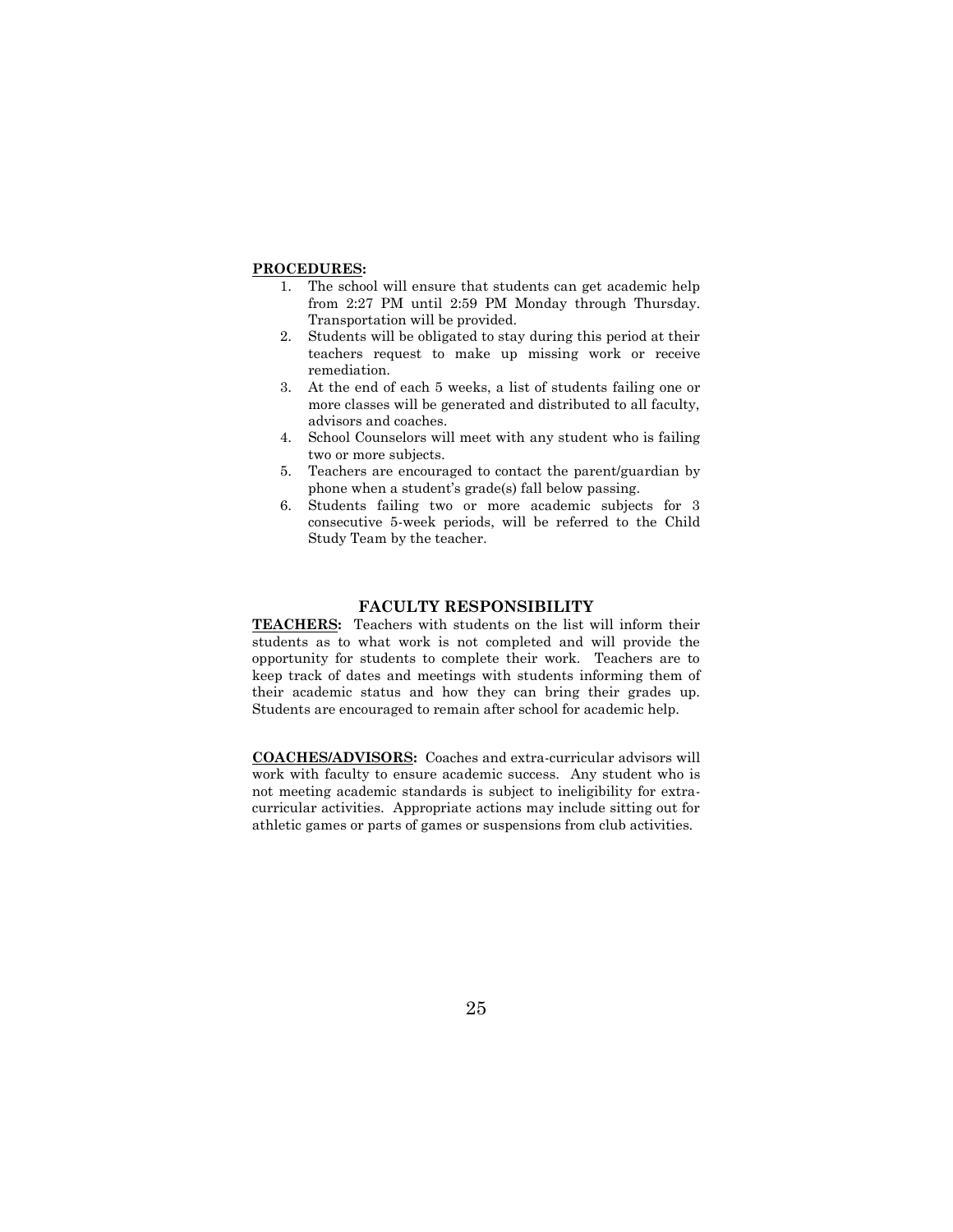**PROCEDURES:**

1. The school will ensure that students can get academic help from 2:27 PM until 2:59 PM Monday through Thursday. Transportation will be provided.
2. Students will be obligated to stay during this period at their teachers request to make up missing work or receive remediation.
3. At the end of each 5 weeks, a list of students failing one or more classes will be generated and distributed to all faculty, advisors and coaches.
4. School Counselors will meet with any student who is failing two or more subjects.
5. Teachers are encouraged to contact the parent/guardian by phone when a student's grade(s) fall below passing.
6. Students failing two or more academic subjects for 3 consecutive 5-week periods, will be referred to the Child Study Team by the teacher.

## FACULTY RESPONSIBILITY

**TEACHERS:** Teachers with students on the list will inform their students as to what work is not completed and will provide the opportunity for students to complete their work. Teachers are to keep track of dates and meetings with students informing them of their academic status and how they can bring their grades up. Students are encouraged to remain after school for academic help.

**COACHES/ADVISORS:** Coaches and extra-curricular advisors will work with faculty to ensure academic success. Any student who is not meeting academic standards is subject to ineligibility for extra-curricular activities. Appropriate actions may include sitting out for athletic games or parts of games or suspensions from club activities.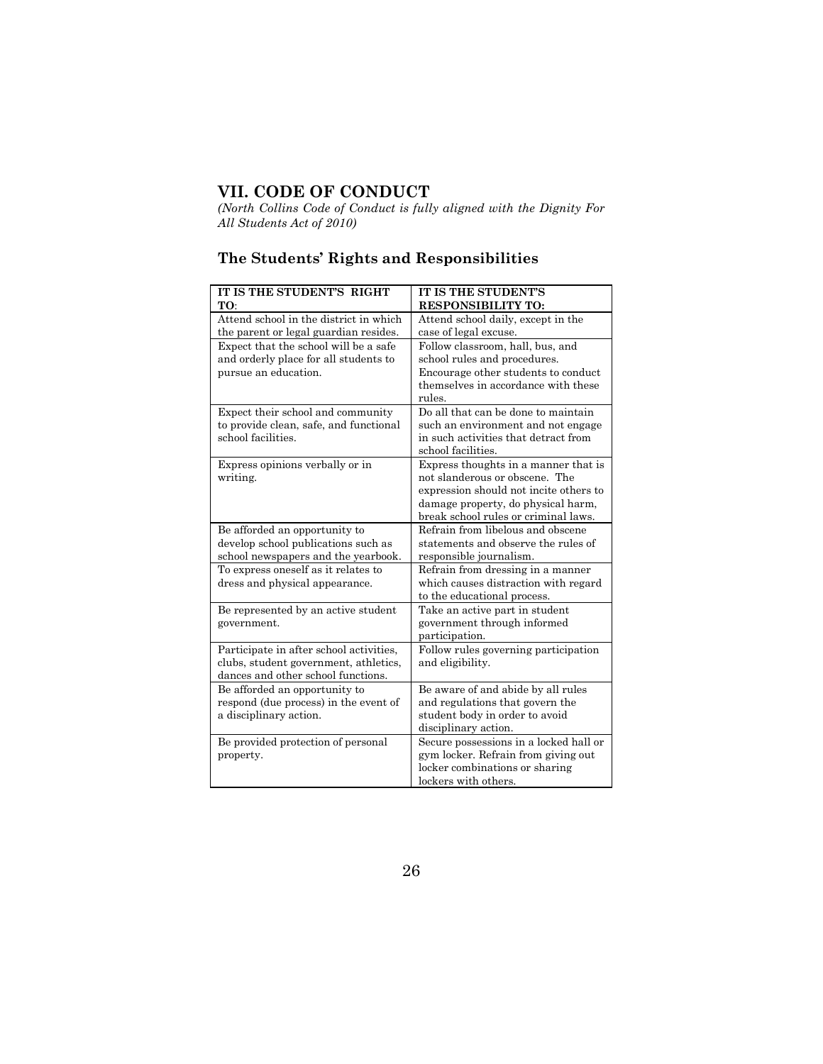## VII. CODE OF CONDUCT

*(North Collins Code of Conduct is fully aligned with the Dignity For All Students Act of 2010)*

### The Students' Rights and Responsibilities

| IT IS THE STUDENT'S RIGHT TO: | IT IS THE STUDENT'S RESPONSIBILITY TO: |
|---|---|
| Attend school in the district in which the parent or legal guardian resides. | Attend school daily, except in the case of legal excuse. |
| Expect that the school will be a safe and orderly place for all students to pursue an education. | Follow classroom, hall, bus, and school rules and procedures. Encourage other students to conduct themselves in accordance with these rules. |
| Expect their school and community to provide clean, safe, and functional school facilities. | Do all that can be done to maintain such an environment and not engage in such activities that detract from school facilities. |
| Express opinions verbally or in writing. | Express thoughts in a manner that is not slanderous or obscene. The expression should not incite others to damage property, do physical harm, break school rules or criminal laws. |
| Be afforded an opportunity to develop school publications such as school newspapers and the yearbook. | Refrain from libelous and obscene statements and observe the rules of responsible journalism. |
| To express oneself as it relates to dress and physical appearance. | Refrain from dressing in a manner which causes distraction with regard to the educational process. |
| Be represented by an active student government. | Take an active part in student government through informed participation. |
| Participate in after school activities, clubs, student government, athletics, dances and other school functions. | Follow rules governing participation and eligibility. |
| Be afforded an opportunity to respond (due process) in the event of a disciplinary action. | Be aware of and abide by all rules and regulations that govern the student body in order to avoid disciplinary action. |
| Be provided protection of personal property. | Secure possessions in a locked hall or gym locker. Refrain from giving out locker combinations or sharing lockers with others. |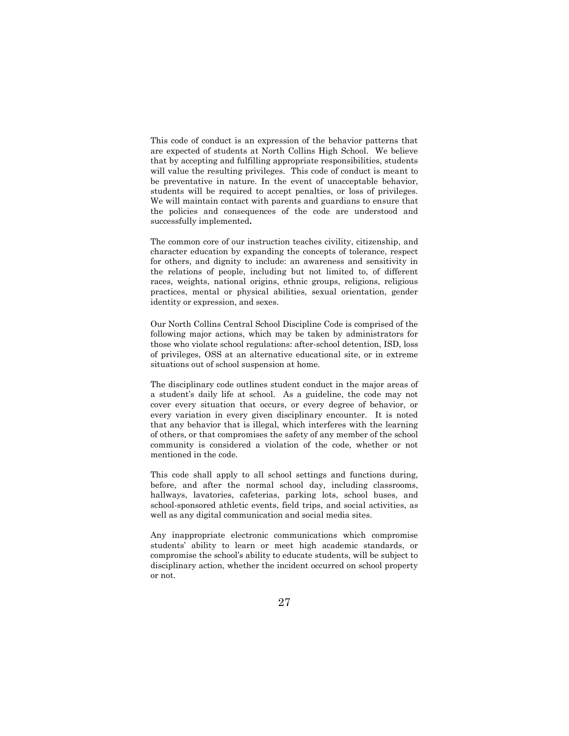This code of conduct is an expression of the behavior patterns that are expected of students at North Collins High School. We believe that by accepting and fulfilling appropriate responsibilities, students will value the resulting privileges. This code of conduct is meant to be preventative in nature. In the event of unacceptable behavior, students will be required to accept penalties, or loss of privileges. We will maintain contact with parents and guardians to ensure that the policies and consequences of the code are understood and successfully implemented.

The common core of our instruction teaches civility, citizenship, and character education by expanding the concepts of tolerance, respect for others, and dignity to include: an awareness and sensitivity in the relations of people, including but not limited to, of different races, weights, national origins, ethnic groups, religions, religious practices, mental or physical abilities, sexual orientation, gender identity or expression, and sexes.

Our North Collins Central School Discipline Code is comprised of the following major actions, which may be taken by administrators for those who violate school regulations: after-school detention, ISD, loss of privileges, OSS at an alternative educational site, or in extreme situations out of school suspension at home.

The disciplinary code outlines student conduct in the major areas of a student's daily life at school. As a guideline, the code may not cover every situation that occurs, or every degree of behavior, or every variation in every given disciplinary encounter. It is noted that any behavior that is illegal, which interferes with the learning of others, or that compromises the safety of any member of the school community is considered a violation of the code, whether or not mentioned in the code.

This code shall apply to all school settings and functions during, before, and after the normal school day, including classrooms, hallways, lavatories, cafeterias, parking lots, school buses, and school-sponsored athletic events, field trips, and social activities, as well as any digital communication and social media sites.

Any inappropriate electronic communications which compromise students' ability to learn or meet high academic standards, or compromise the school's ability to educate students, will be subject to disciplinary action, whether the incident occurred on school property or not.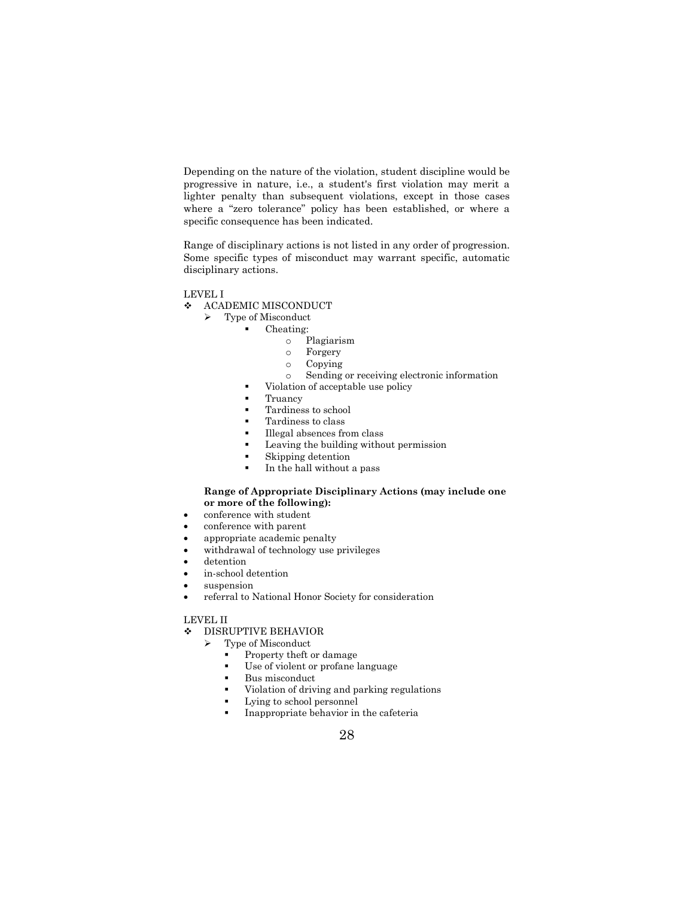Depending on the nature of the violation, student discipline would be progressive in nature, i.e., a student's first violation may merit a lighter penalty than subsequent violations, except in those cases where a "zero tolerance" policy has been established, or where a specific consequence has been indicated.

Range of disciplinary actions is not listed in any order of progression. Some specific types of misconduct may warrant specific, automatic disciplinary actions.

LEVEL I

- ACADEMIC MISCONDUCT
  - Type of Misconduct
    - Cheating:
      - Plagiarism
      - Forgery
      - Copying
      - Sending or receiving electronic information
    - Violation of acceptable use policy
    - Truancy
    - Tardiness to school
    - Tardiness to class
    - Illegal absences from class
    - Leaving the building without permission
    - Skipping detention
    - In the hall without a pass

**Range of Appropriate Disciplinary Actions (may include one or more of the following):**

- conference with student
- conference with parent
- appropriate academic penalty
- withdrawal of technology use privileges
- detention
- in-school detention
- suspension
- referral to National Honor Society for consideration

LEVEL II

- DISRUPTIVE BEHAVIOR
  - Type of Misconduct
    - Property theft or damage
    - Use of violent or profane language
    - Bus misconduct
    - Violation of driving and parking regulations
    - Lying to school personnel
    - Inappropriate behavior in the cafeteria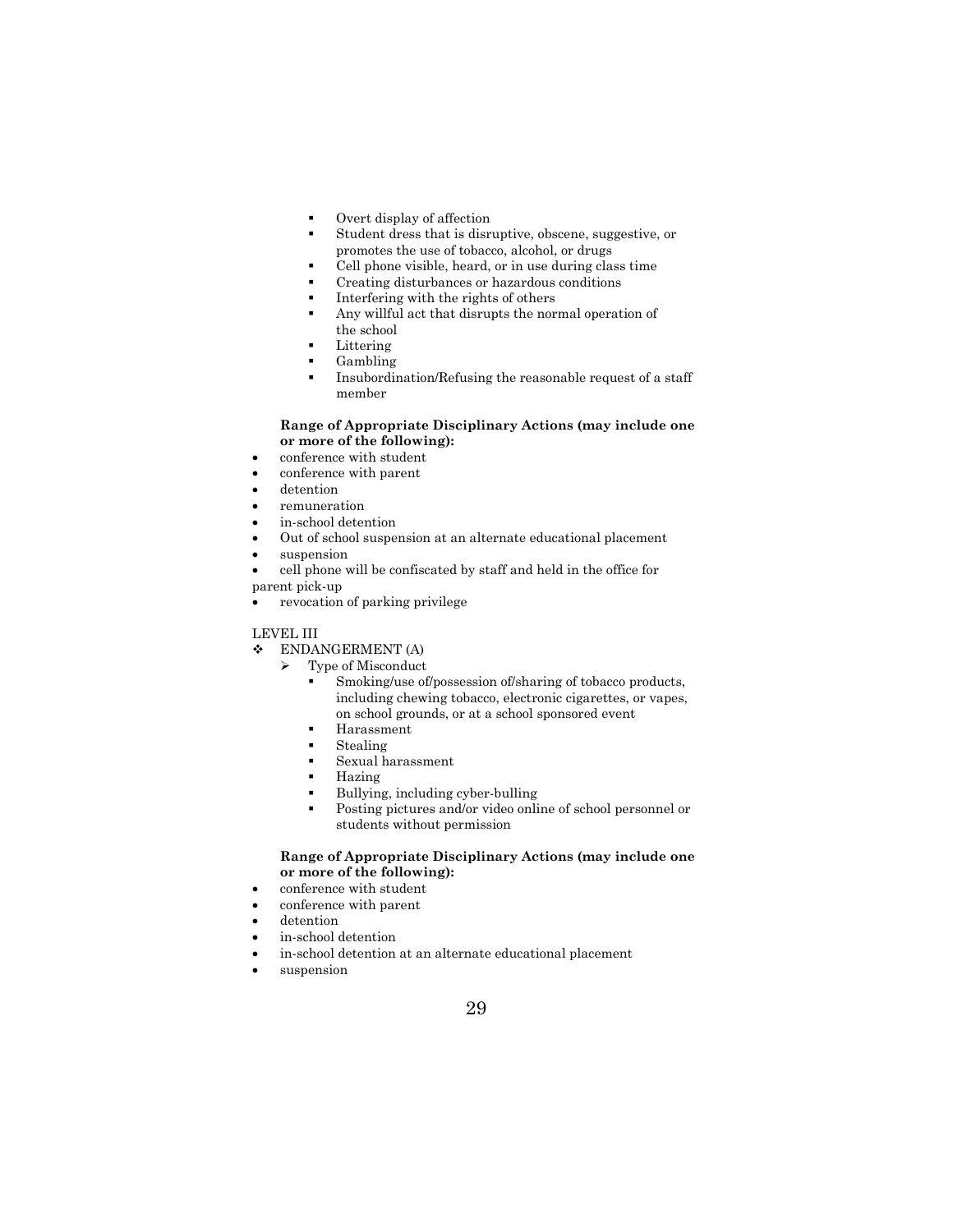- Overt display of affection
- Student dress that is disruptive, obscene, suggestive, or promotes the use of tobacco, alcohol, or drugs
- Cell phone visible, heard, or in use during class time
- Creating disturbances or hazardous conditions
- Interfering with the rights of others
- Any willful act that disrupts the normal operation of the school
- Littering
- Gambling
- Insubordination/Refusing the reasonable request of a staff member

**Range of Appropriate Disciplinary Actions (may include one or more of the following):**

- conference with student
- conference with parent
- detention
- remuneration
- in-school detention
- Out of school suspension at an alternate educational placement
- suspension
- cell phone will be confiscated by staff and held in the office for parent pick-up
- revocation of parking privilege

LEVEL III

- ENDANGERMENT (A)
  - Type of Misconduct
    - Smoking/use of/possession of/sharing of tobacco products, including chewing tobacco, electronic cigarettes, or vapes, on school grounds, or at a school sponsored event
    - Harassment
    - Stealing
    - Sexual harassment
    - Hazing
    - Bullying, including cyber-bulling
    - Posting pictures and/or video online of school personnel or students without permission

**Range of Appropriate Disciplinary Actions (may include one or more of the following):**

- conference with student
- conference with parent
- detention
- in-school detention
- in-school detention at an alternate educational placement
- suspension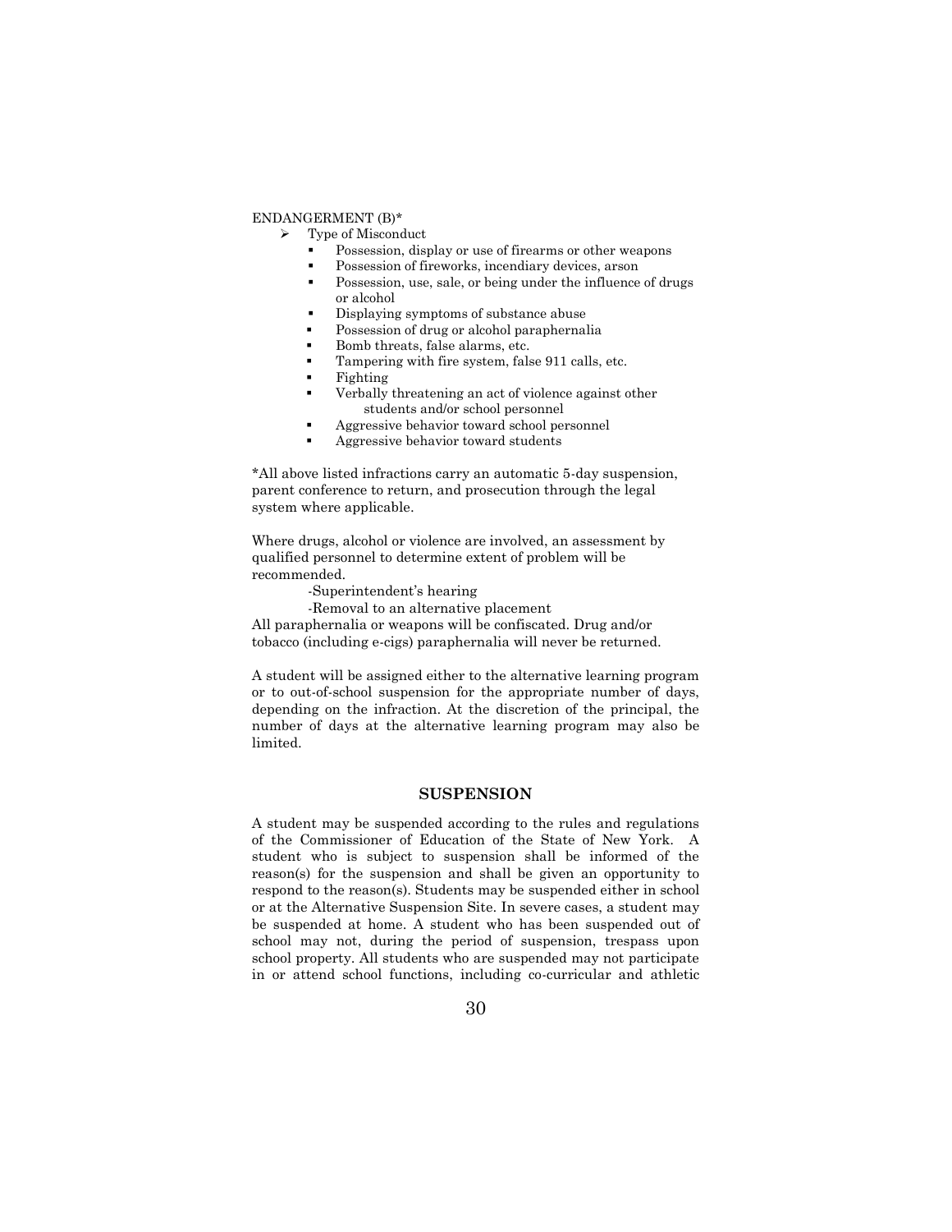ENDANGERMENT (B)*

- Type of Misconduct
  - Possession, display or use of firearms or other weapons
  - Possession of fireworks, incendiary devices, arson
  - Possession, use, sale, or being under the influence of drugs or alcohol
  - Displaying symptoms of substance abuse
  - Possession of drug or alcohol paraphernalia
  - Bomb threats, false alarms, etc.
  - Tampering with fire system, false 911 calls, etc.
  - Fighting
  - Verbally threatening an act of violence against other students and/or school personnel
  - Aggressive behavior toward school personnel
  - Aggressive behavior toward students

*All above listed infractions carry an automatic 5-day suspension, parent conference to return, and prosecution through the legal system where applicable.

Where drugs, alcohol or violence are involved, an assessment by qualified personnel to determine extent of problem will be recommended.

-Superintendent's hearing

-Removal to an alternative placement

All paraphernalia or weapons will be confiscated. Drug and/or tobacco (including e-cigs) paraphernalia will never be returned.

A student will be assigned either to the alternative learning program or to out-of-school suspension for the appropriate number of days, depending on the infraction. At the discretion of the principal, the number of days at the alternative learning program may also be limited.

## SUSPENSION

A student may be suspended according to the rules and regulations of the Commissioner of Education of the State of New York. A student who is subject to suspension shall be informed of the reason(s) for the suspension and shall be given an opportunity to respond to the reason(s). Students may be suspended either in school or at the Alternative Suspension Site. In severe cases, a student may be suspended at home. A student who has been suspended out of school may not, during the period of suspension, trespass upon school property. All students who are suspended may not participate in or attend school functions, including co-curricular and athletic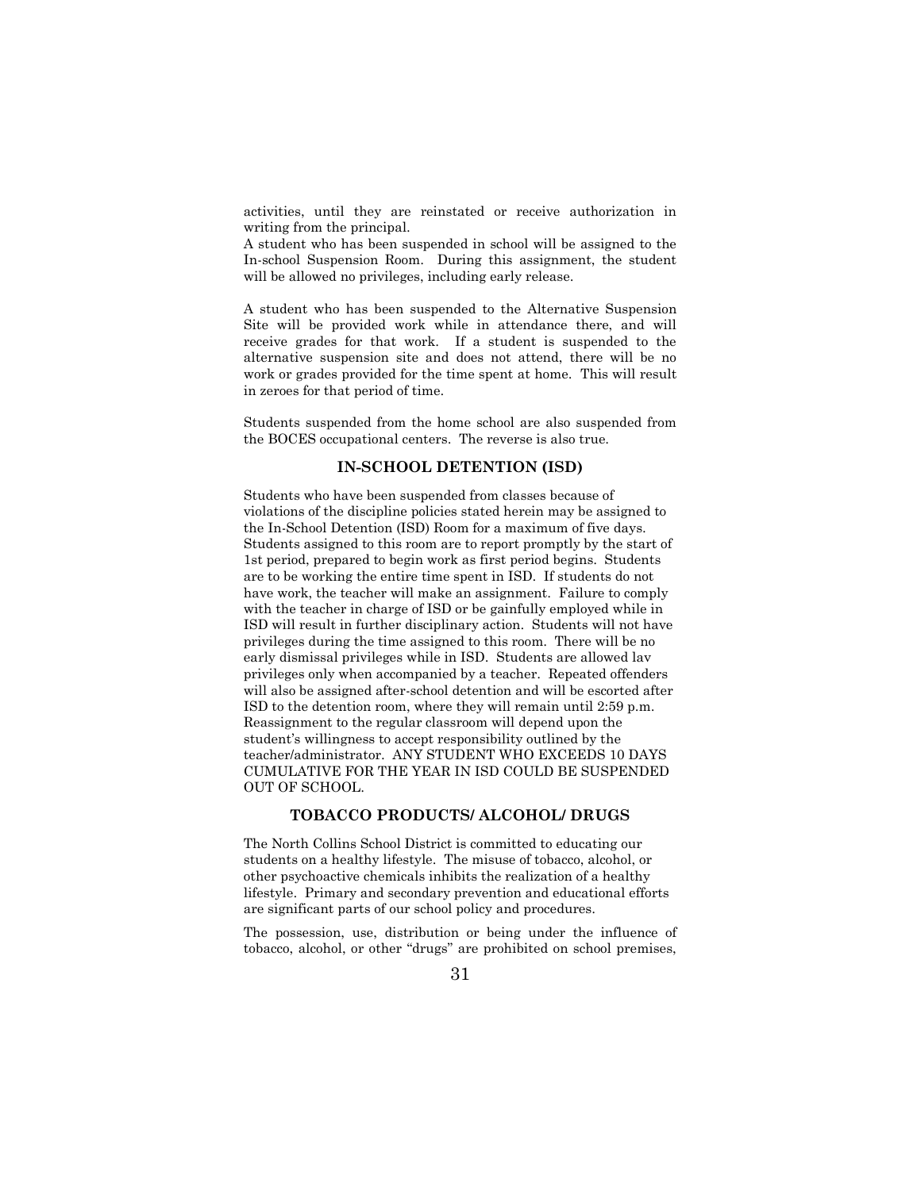activities, until they are reinstated or receive authorization in writing from the principal.
A student who has been suspended in school will be assigned to the In-school Suspension Room. During this assignment, the student will be allowed no privileges, including early release.

A student who has been suspended to the Alternative Suspension Site will be provided work while in attendance there, and will receive grades for that work. If a student is suspended to the alternative suspension site and does not attend, there will be no work or grades provided for the time spent at home. This will result in zeroes for that period of time.

Students suspended from the home school are also suspended from the BOCES occupational centers. The reverse is also true.

## IN-SCHOOL DETENTION (ISD)

Students who have been suspended from classes because of violations of the discipline policies stated herein may be assigned to the In-School Detention (ISD) Room for a maximum of five days. Students assigned to this room are to report promptly by the start of 1st period, prepared to begin work as first period begins. Students are to be working the entire time spent in ISD. If students do not have work, the teacher will make an assignment. Failure to comply with the teacher in charge of ISD or be gainfully employed while in ISD will result in further disciplinary action. Students will not have privileges during the time assigned to this room. There will be no early dismissal privileges while in ISD. Students are allowed lav privileges only when accompanied by a teacher. Repeated offenders will also be assigned after-school detention and will be escorted after ISD to the detention room, where they will remain until 2:59 p.m. Reassignment to the regular classroom will depend upon the student's willingness to accept responsibility outlined by the teacher/administrator. ANY STUDENT WHO EXCEEDS 10 DAYS CUMULATIVE FOR THE YEAR IN ISD COULD BE SUSPENDED OUT OF SCHOOL.

## TOBACCO PRODUCTS/ ALCOHOL/ DRUGS

The North Collins School District is committed to educating our students on a healthy lifestyle. The misuse of tobacco, alcohol, or other psychoactive chemicals inhibits the realization of a healthy lifestyle. Primary and secondary prevention and educational efforts are significant parts of our school policy and procedures.

The possession, use, distribution or being under the influence of tobacco, alcohol, or other "drugs" are prohibited on school premises,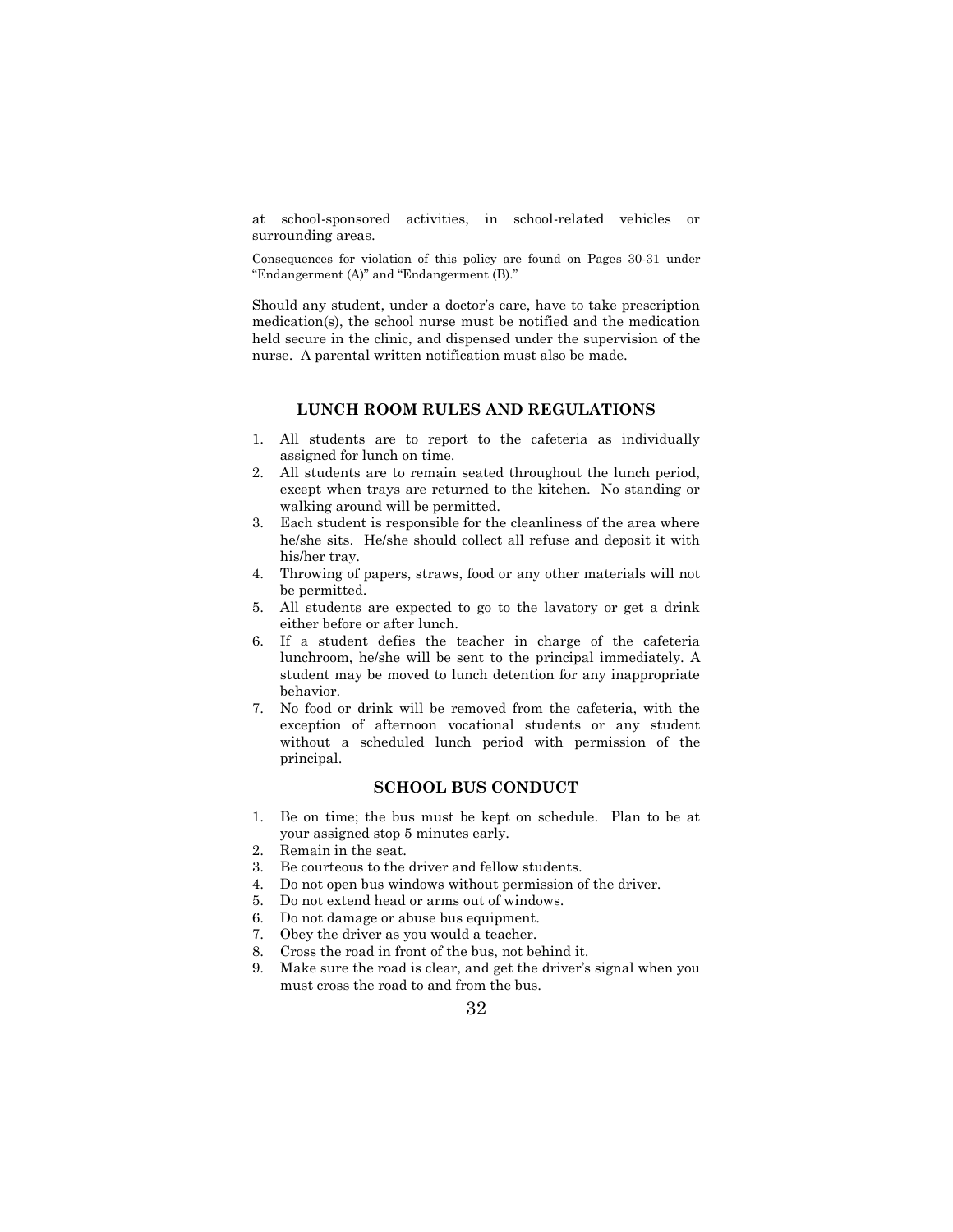at school-sponsored activities, in school-related vehicles or surrounding areas.

Consequences for violation of this policy are found on Pages 30-31 under "Endangerment (A)" and "Endangerment (B)."

Should any student, under a doctor's care, have to take prescription medication(s), the school nurse must be notified and the medication held secure in the clinic, and dispensed under the supervision of the nurse. A parental written notification must also be made.

## LUNCH ROOM RULES AND REGULATIONS

1. All students are to report to the cafeteria as individually assigned for lunch on time.
2. All students are to remain seated throughout the lunch period, except when trays are returned to the kitchen. No standing or walking around will be permitted.
3. Each student is responsible for the cleanliness of the area where he/she sits. He/she should collect all refuse and deposit it with his/her tray.
4. Throwing of papers, straws, food or any other materials will not be permitted.
5. All students are expected to go to the lavatory or get a drink either before or after lunch.
6. If a student defies the teacher in charge of the cafeteria lunchroom, he/she will be sent to the principal immediately. A student may be moved to lunch detention for any inappropriate behavior.
7. No food or drink will be removed from the cafeteria, with the exception of afternoon vocational students or any student without a scheduled lunch period with permission of the principal.

## SCHOOL BUS CONDUCT

1. Be on time; the bus must be kept on schedule. Plan to be at your assigned stop 5 minutes early.
2. Remain in the seat.
3. Be courteous to the driver and fellow students.
4. Do not open bus windows without permission of the driver.
5. Do not extend head or arms out of windows.
6. Do not damage or abuse bus equipment.
7. Obey the driver as you would a teacher.
8. Cross the road in front of the bus, not behind it.
9. Make sure the road is clear, and get the driver's signal when you must cross the road to and from the bus.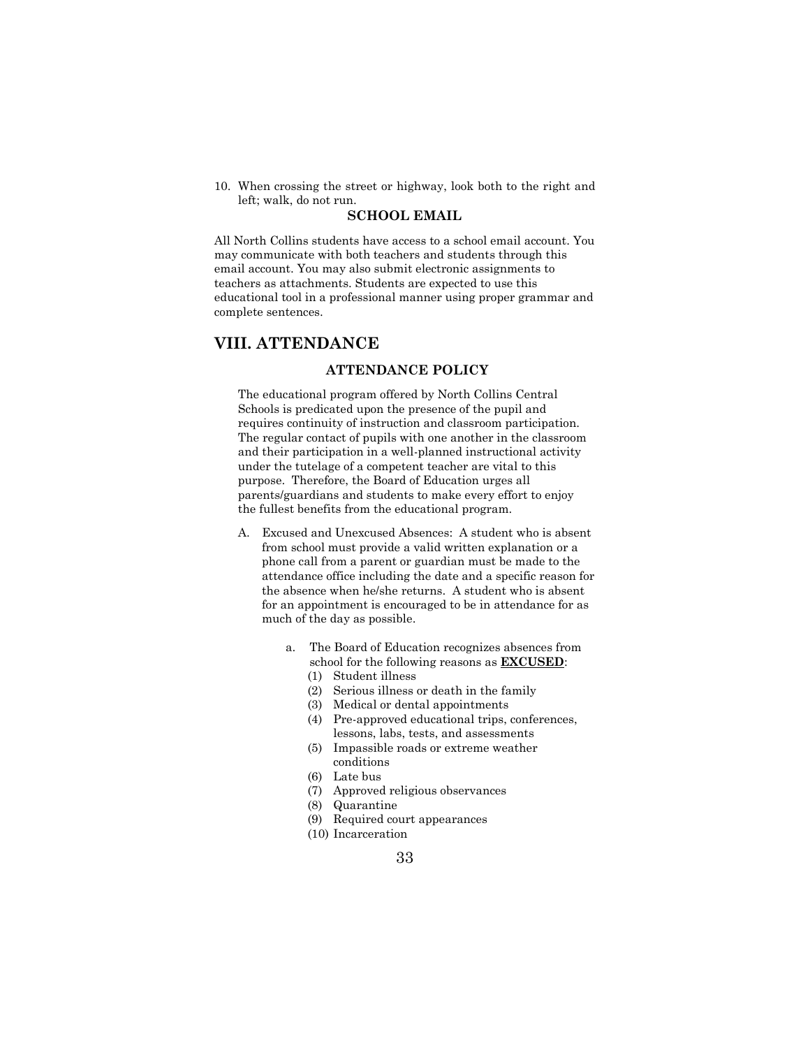10. When crossing the street or highway, look both to the right and left; walk, do not run.

### SCHOOL EMAIL

All North Collins students have access to a school email account. You may communicate with both teachers and students through this email account. You may also submit electronic assignments to teachers as attachments. Students are expected to use this educational tool in a professional manner using proper grammar and complete sentences.

## VIII. ATTENDANCE

### ATTENDANCE POLICY

The educational program offered by North Collins Central Schools is predicated upon the presence of the pupil and requires continuity of instruction and classroom participation. The regular contact of pupils with one another in the classroom and their participation in a well-planned instructional activity under the tutelage of a competent teacher are vital to this purpose. Therefore, the Board of Education urges all parents/guardians and students to make every effort to enjoy the fullest benefits from the educational program.

A. Excused and Unexcused Absences: A student who is absent from school must provide a valid written explanation or a phone call from a parent or guardian must be made to the attendance office including the date and a specific reason for the absence when he/she returns. A student who is absent for an appointment is encouraged to be in attendance for as much of the day as possible.

   a. The Board of Education recognizes absences from school for the following reasons as **EXCUSED**:
      (1) Student illness
      (2) Serious illness or death in the family
      (3) Medical or dental appointments
      (4) Pre-approved educational trips, conferences, lessons, labs, tests, and assessments
      (5) Impassible roads or extreme weather conditions
      (6) Late bus
      (7) Approved religious observances
      (8) Quarantine
      (9) Required court appearances
      (10) Incarceration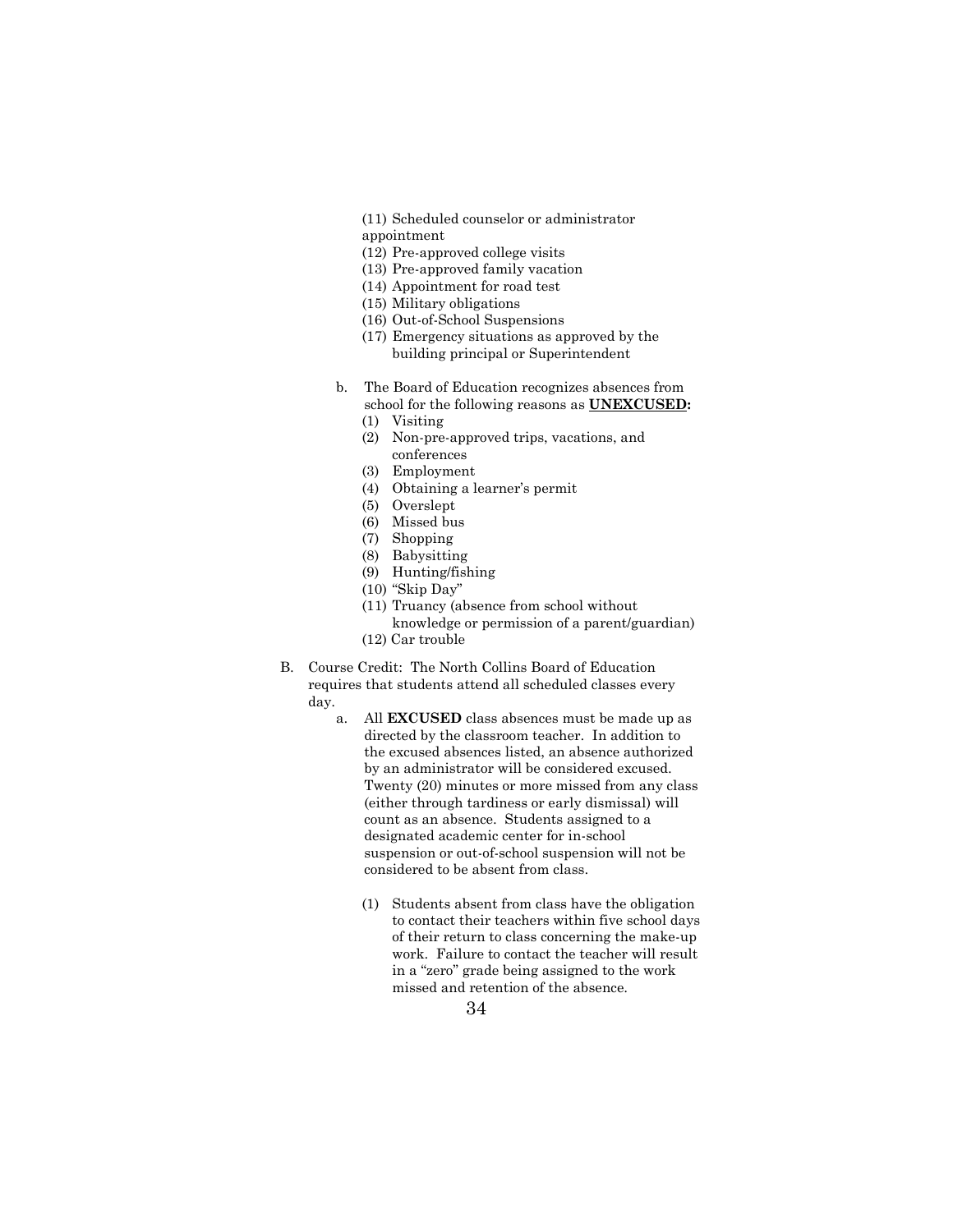(11) Scheduled counselor or administrator appointment
(12) Pre-approved college visits
(13) Pre-approved family vacation
(14) Appointment for road test
(15) Military obligations
(16) Out-of-School Suspensions
(17) Emergency situations as approved by the building principal or Superintendent

b. The Board of Education recognizes absences from school for the following reasons as **UNEXCUSED:**
   (1) Visiting
   (2) Non-pre-approved trips, vacations, and conferences
   (3) Employment
   (4) Obtaining a learner's permit
   (5) Overslept
   (6) Missed bus
   (7) Shopping
   (8) Babysitting
   (9) Hunting/fishing
   (10) "Skip Day"
   (11) Truancy (absence from school without knowledge or permission of a parent/guardian)
   (12) Car trouble

B. Course Credit: The North Collins Board of Education requires that students attend all scheduled classes every day.

   a. All **EXCUSED** class absences must be made up as directed by the classroom teacher. In addition to the excused absences listed, an absence authorized by an administrator will be considered excused. Twenty (20) minutes or more missed from any class (either through tardiness or early dismissal) will count as an absence. Students assigned to a designated academic center for in-school suspension or out-of-school suspension will not be considered to be absent from class.

      (1) Students absent from class have the obligation to contact their teachers within five school days of their return to class concerning the make-up work. Failure to contact the teacher will result in a "zero" grade being assigned to the work missed and retention of the absence.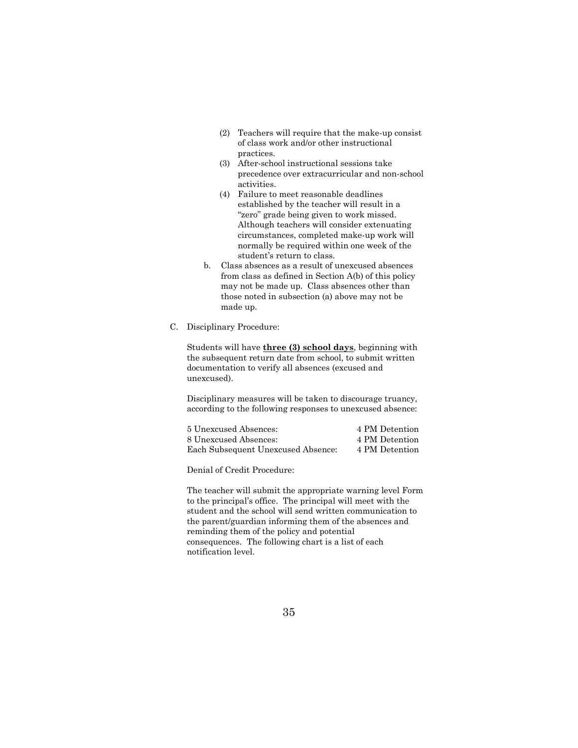(2) Teachers will require that the make-up consist of class work and/or other instructional practices.

(3) After-school instructional sessions take precedence over extracurricular and non-school activities.

(4) Failure to meet reasonable deadlines established by the teacher will result in a "zero" grade being given to work missed. Although teachers will consider extenuating circumstances, completed make-up work will normally be required within one week of the student's return to class.

b. Class absences as a result of unexcused absences from class as defined in Section A(b) of this policy may not be made up. Class absences other than those noted in subsection (a) above may not be made up.

C. Disciplinary Procedure:

Students will have **three (3) school days**, beginning with the subsequent return date from school, to submit written documentation to verify all absences (excused and unexcused).

Disciplinary measures will be taken to discourage truancy, according to the following responses to unexcused absence:

| | |
|---|---|
| 5 Unexcused Absences: | 4 PM Detention |
| 8 Unexcused Absences: | 4 PM Detention |
| Each Subsequent Unexcused Absence: | 4 PM Detention |

Denial of Credit Procedure:

The teacher will submit the appropriate warning level Form to the principal's office. The principal will meet with the student and the school will send written communication to the parent/guardian informing them of the absences and reminding them of the policy and potential consequences. The following chart is a list of each notification level.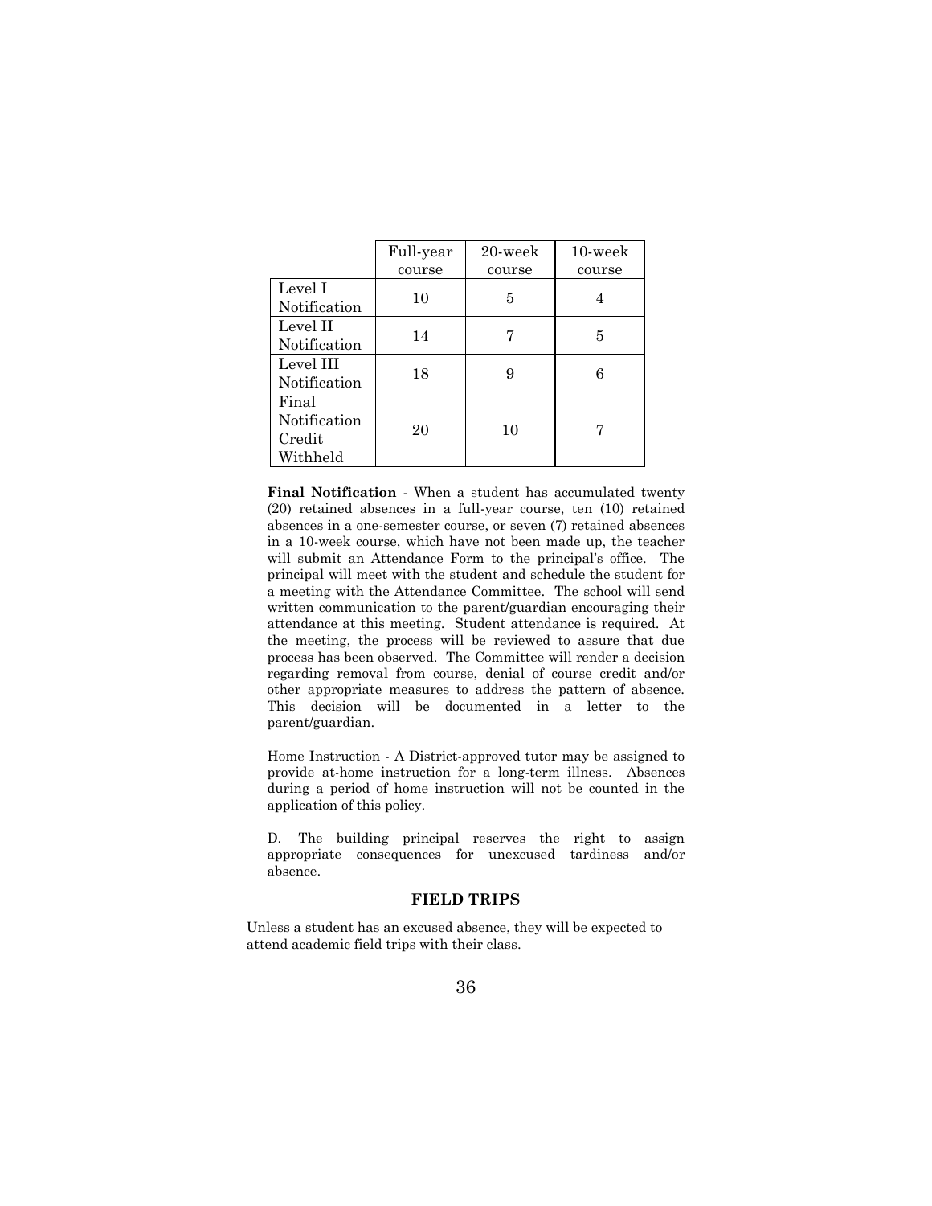| | Full-year course | 20-week course | 10-week course |
|---|---|---|---|
| Level I Notification | 10 | 5 | 4 |
| Level II Notification | 14 | 7 | 5 |
| Level III Notification | 18 | 9 | 6 |
| Final Notification Credit Withheld | 20 | 10 | 7 |

**Final Notification** - When a student has accumulated twenty (20) retained absences in a full-year course, ten (10) retained absences in a one-semester course, or seven (7) retained absences in a 10-week course, which have not been made up, the teacher will submit an Attendance Form to the principal's office. The principal will meet with the student and schedule the student for a meeting with the Attendance Committee. The school will send written communication to the parent/guardian encouraging their attendance at this meeting. Student attendance is required. At the meeting, the process will be reviewed to assure that due process has been observed. The Committee will render a decision regarding removal from course, denial of course credit and/or other appropriate measures to address the pattern of absence. This decision will be documented in a letter to the parent/guardian.

Home Instruction - A District-approved tutor may be assigned to provide at-home instruction for a long-term illness. Absences during a period of home instruction will not be counted in the application of this policy.

D. The building principal reserves the right to assign appropriate consequences for unexcused tardiness and/or absence.

## FIELD TRIPS

Unless a student has an excused absence, they will be expected to attend academic field trips with their class.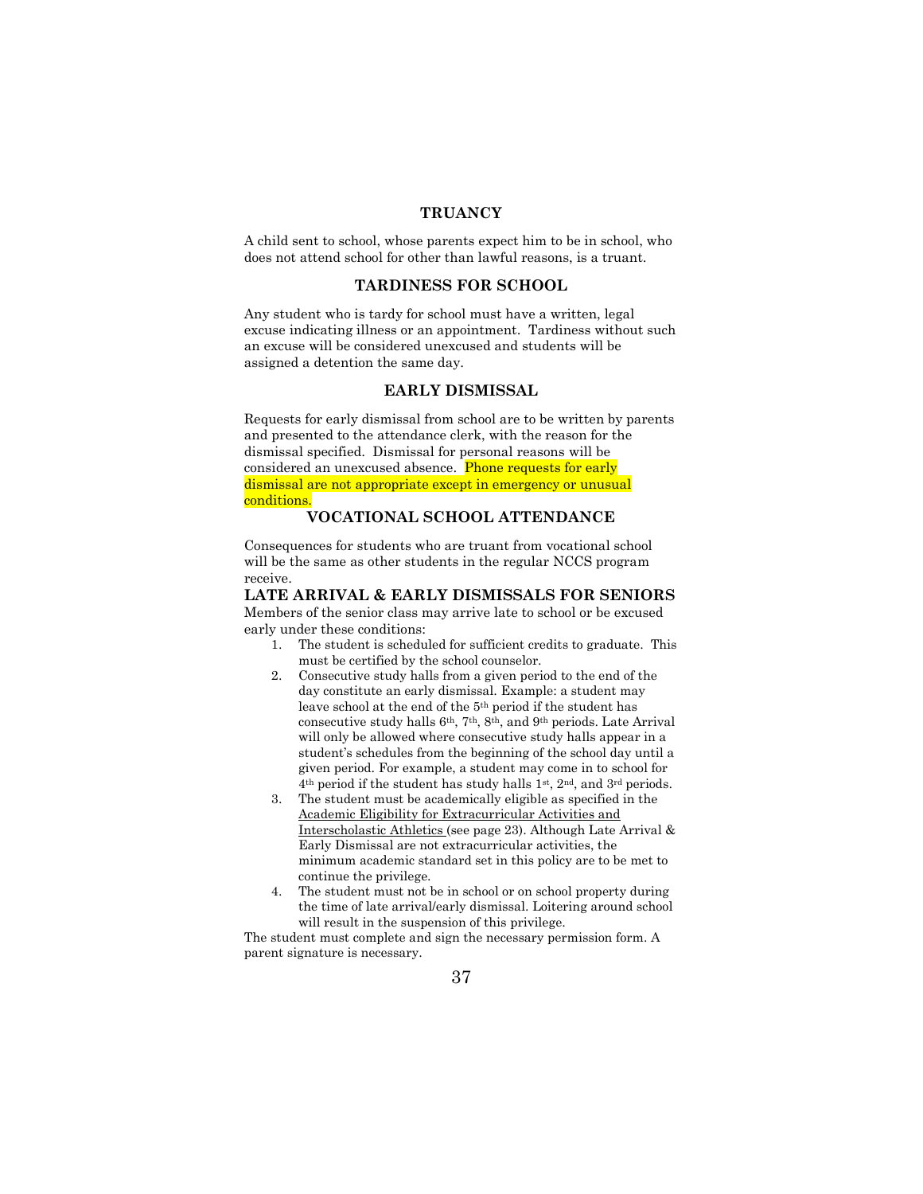## TRUANCY

A child sent to school, whose parents expect him to be in school, who does not attend school for other than lawful reasons, is a truant.

## TARDINESS FOR SCHOOL

Any student who is tardy for school must have a written, legal excuse indicating illness or an appointment. Tardiness without such an excuse will be considered unexcused and students will be assigned a detention the same day.

## EARLY DISMISSAL

Requests for early dismissal from school are to be written by parents and presented to the attendance clerk, with the reason for the dismissal specified. Dismissal for personal reasons will be considered an unexcused absence. Phone requests for early dismissal are not appropriate except in emergency or unusual conditions.

## VOCATIONAL SCHOOL ATTENDANCE

Consequences for students who are truant from vocational school will be the same as other students in the regular NCCS program receive.

## LATE ARRIVAL & EARLY DISMISSALS FOR SENIORS

Members of the senior class may arrive late to school or be excused early under these conditions:

1. The student is scheduled for sufficient credits to graduate. This must be certified by the school counselor.
2. Consecutive study halls from a given period to the end of the day constitute an early dismissal. Example: a student may leave school at the end of the 5th period if the student has consecutive study halls 6th, 7th, 8th, and 9th periods. Late Arrival will only be allowed where consecutive study halls appear in a student's schedules from the beginning of the school day until a given period. For example, a student may come in to school for 4th period if the student has study halls 1st, 2nd, and 3rd periods.
3. The student must be academically eligible as specified in the Academic Eligibility for Extracurricular Activities and Interscholastic Athletics (see page 23). Although Late Arrival & Early Dismissal are not extracurricular activities, the minimum academic standard set in this policy are to be met to continue the privilege.
4. The student must not be in school or on school property during the time of late arrival/early dismissal. Loitering around school will result in the suspension of this privilege.

The student must complete and sign the necessary permission form. A parent signature is necessary.